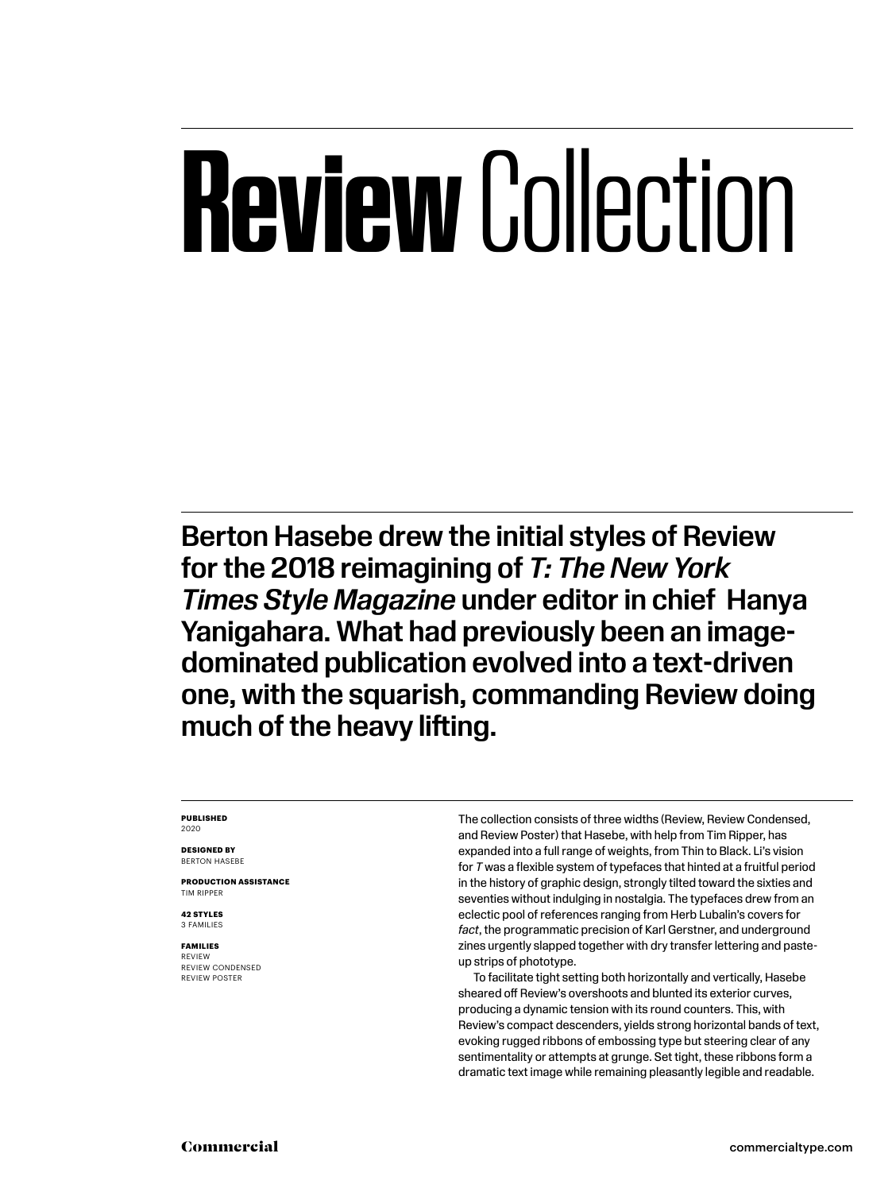# **Review** Collection

**Berton Hasebe drew the initial styles of Review for the 2018 reimagining of *T: The New York Times Style Magazine* under editor in chief Hanya Yanigahara. What had previously been an image-dominated publication evolved into a text-driven one, with the squarish, commanding Review doing much of the heavy lifting.**

**PUBLISHED**
2020

**DESIGNED BY**
BERTON HASEBE

**PRODUCTION ASSISTANCE**
TIM RIPPER

**42 STYLES**
3 FAMILIES

**FAMILIES**
REVIEW
REVIEW CONDENSED
REVIEW POSTER

The collection consists of three widths (Review, Review Condensed, and Review Poster) that Hasebe, with help from Tim Ripper, has expanded into a full range of weights, from Thin to Black. Li's vision for *T* was a flexible system of typefaces that hinted at a fruitful period in the history of graphic design, strongly tilted toward the sixties and seventies without indulging in nostalgia. The typefaces drew from an eclectic pool of references ranging from Herb Lubalin's covers for *fact*, the programmatic precision of Karl Gerstner, and underground zines urgently slapped together with dry transfer lettering and paste-up strips of phototype.

To facilitate tight setting both horizontally and vertically, Hasebe sheared off Review's overshoots and blunted its exterior curves, producing a dynamic tension with its round counters. This, with Review's compact descenders, yields strong horizontal bands of text, evoking rugged ribbons of embossing type but steering clear of any sentimentality or attempts at grunge. Set tight, these ribbons form a dramatic text image while remaining pleasantly legible and readable.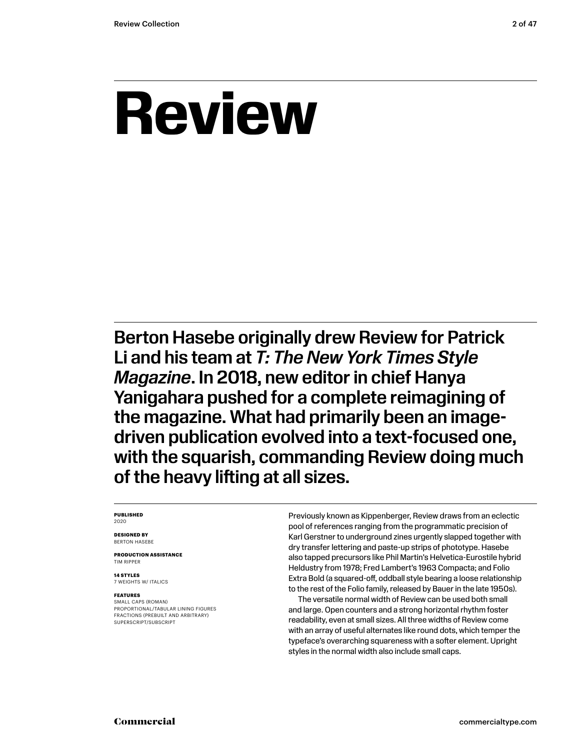# Review

## Berton Hasebe originally drew Review for Patrick Li and his team at *T: The New York Times Style Magazine*. In 2018, new editor in chief Hanya Yanigahara pushed for a complete reimagining of the magazine. What had primarily been an image-driven publication evolved into a text-focused one, with the squarish, commanding Review doing much of the heavy lifting at all sizes.

**PUBLISHED**
2020

**DESIGNED BY**
BERTON HASEBE

**PRODUCTION ASSISTANCE**
TIM RIPPER

**14 STYLES**
7 WEIGHTS W/ ITALICS

**FEATURES**
SMALL CAPS (ROMAN)
PROPORTIONAL/TABULAR LINING FIGURES
FRACTIONS (PREBUILT AND ARBITRARY)
SUPERSCRIPT/SUBSCRIPT

Previously known as Kippenberger, Review draws from an eclectic pool of references ranging from the programmatic precision of Karl Gerstner to underground zines urgently slapped together with dry transfer lettering and paste-up strips of phototype. Hasebe also tapped precursors like Phil Martin's Helvetica-Eurostile hybrid Heldustry from 1978; Fred Lambert's 1963 Compacta; and Folio Extra Bold (a squared-off, oddball style bearing a loose relationship to the rest of the Folio family, released by Bauer in the late 1950s).

The versatile normal width of Review can be used both small and large. Open counters and a strong horizontal rhythm foster readability, even at small sizes. All three widths of Review come with an array of useful alternates like round dots, which temper the typeface's overarching squareness with a softer element. Upright styles in the normal width also include small caps.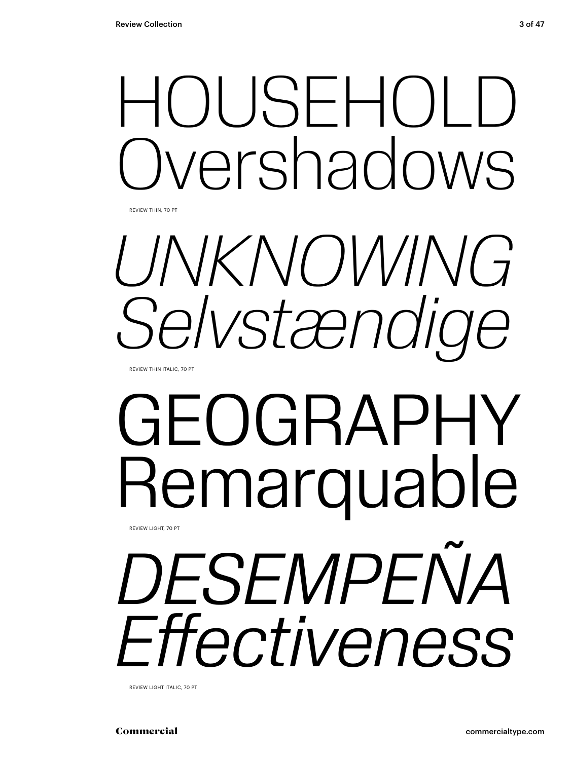HOUSEHOLD
Overshadows

REVIEW THIN, 70 PT

*UNKNOWING*
*Selvstændige*

REVIEW THIN ITALIC, 70 PT

GEOGRAPHY
Remarquable

REVIEW LIGHT, 70 PT

*DESEMPEÑA*
*Effectiveness*

REVIEW LIGHT ITALIC, 70 PT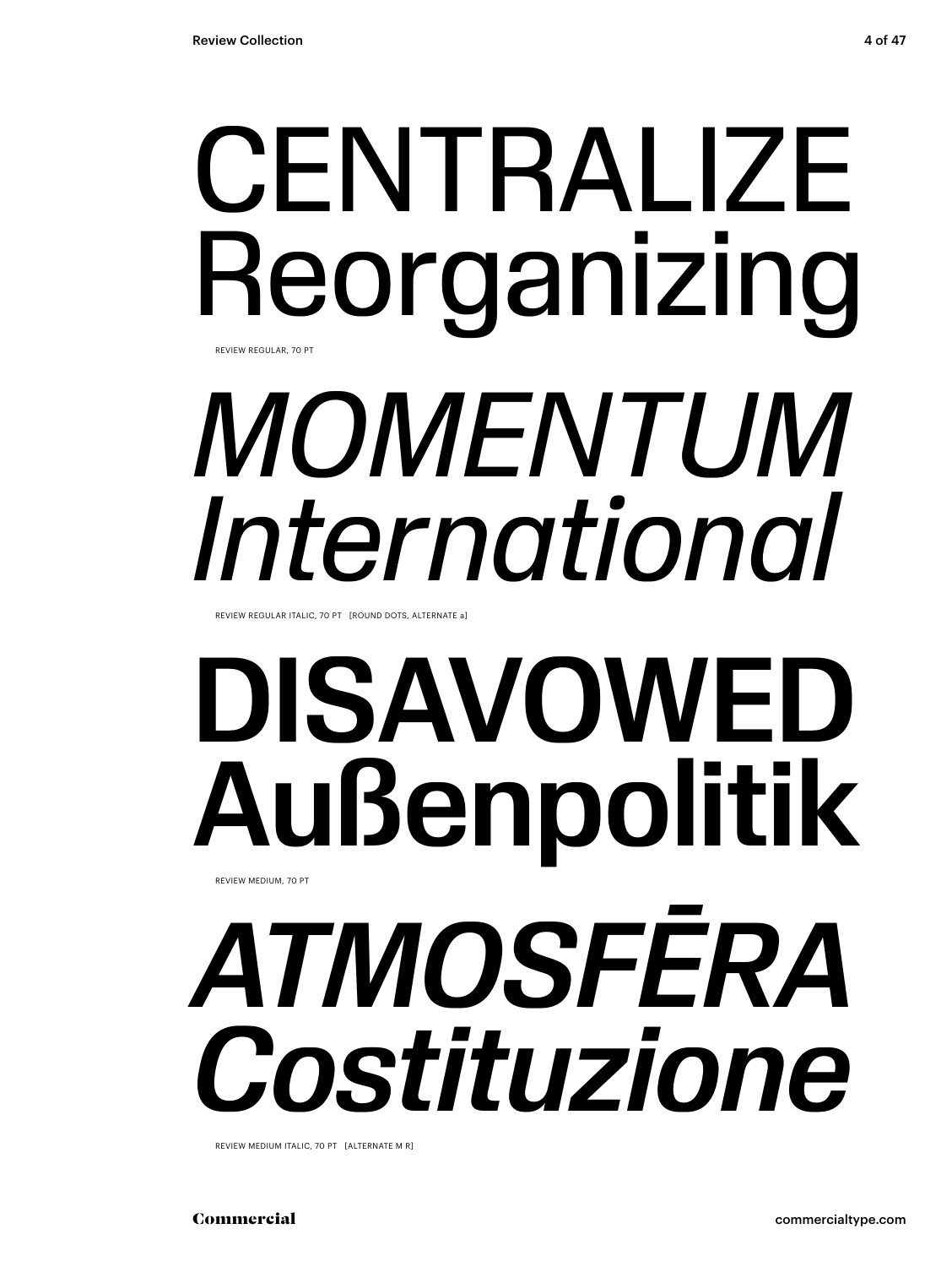# CENTRALIZE Reorganizing

REVIEW REGULAR, 70 PT

# *MOMENTUM International*

REVIEW REGULAR ITALIC, 70 PT [ROUND DOTS, ALTERNATE a]

# **DISAVOWED Außenpolitik**

REVIEW MEDIUM, 70 PT

# ***ATMOSFĒRA Costituzione***

REVIEW MEDIUM ITALIC, 70 PT [ALTERNATE M R]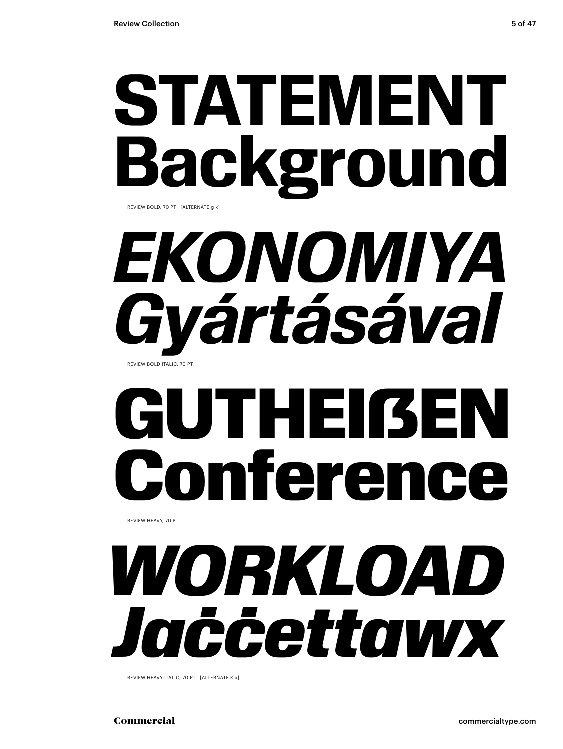**STATEMENT Background**

REVIEW BOLD, 70 PT [ALTERNATE g k]

***EKONOMIYA Gyártásával***

REVIEW BOLD ITALIC, 70 PT

**GUTHEIẞEN Conference**

REVIEW HEAVY, 70 PT

***WORKLOAD Jaċċettawx***

REVIEW HEAVY ITALIC, 70 PT [ALTERNATE K a]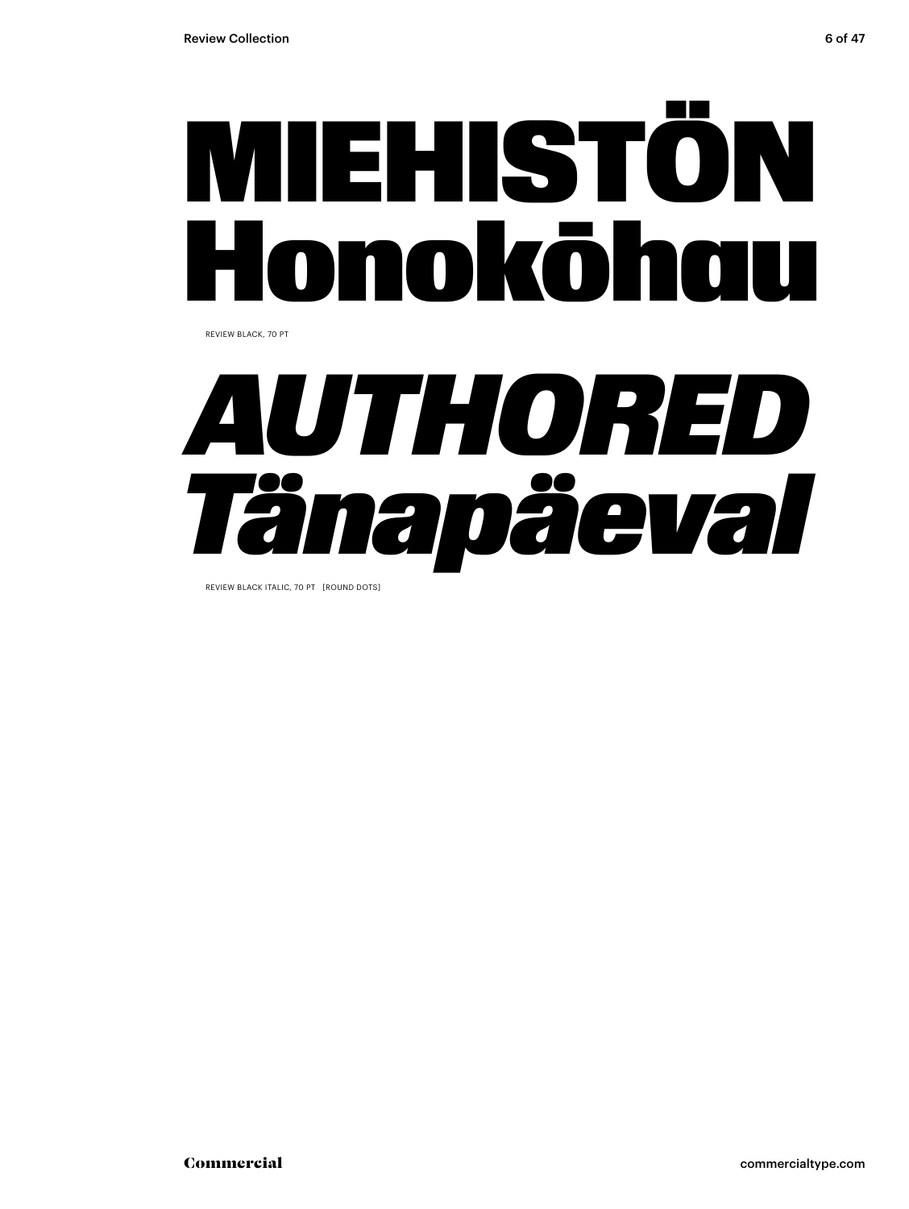# MIEHISTÖN Honokōhau

REVIEW BLACK, 70 PT

# *AUTHORED Tänapäeval*

REVIEW BLACK ITALIC, 70 PT [ROUND DOTS]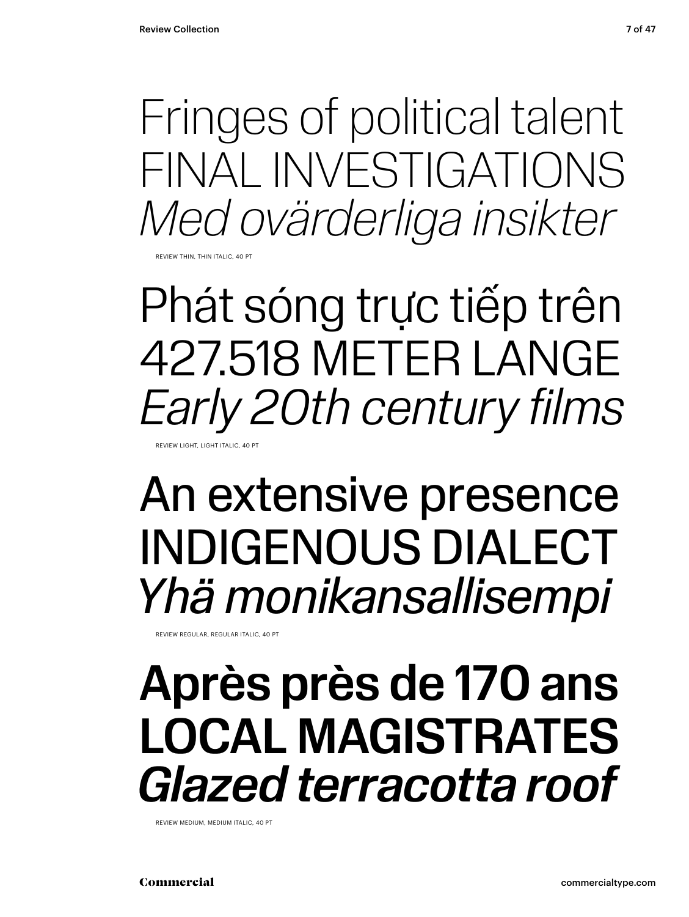Fringes of political talent
FINAL INVESTIGATIONS
*Med ovärderliga insikter*

REVIEW THIN, THIN ITALIC, 40 PT

Phát sóng trực tiếp trên
427.518 METER LANGE
*Early 20th century films*

REVIEW LIGHT, LIGHT ITALIC, 40 PT

An extensive presence
INDIGENOUS DIALECT
*Yhä monikansallisempi*

REVIEW REGULAR, REGULAR ITALIC, 40 PT

**Après près de 170 ans**
**LOCAL MAGISTRATES**
***Glazed terracotta roof***

REVIEW MEDIUM, MEDIUM ITALIC, 40 PT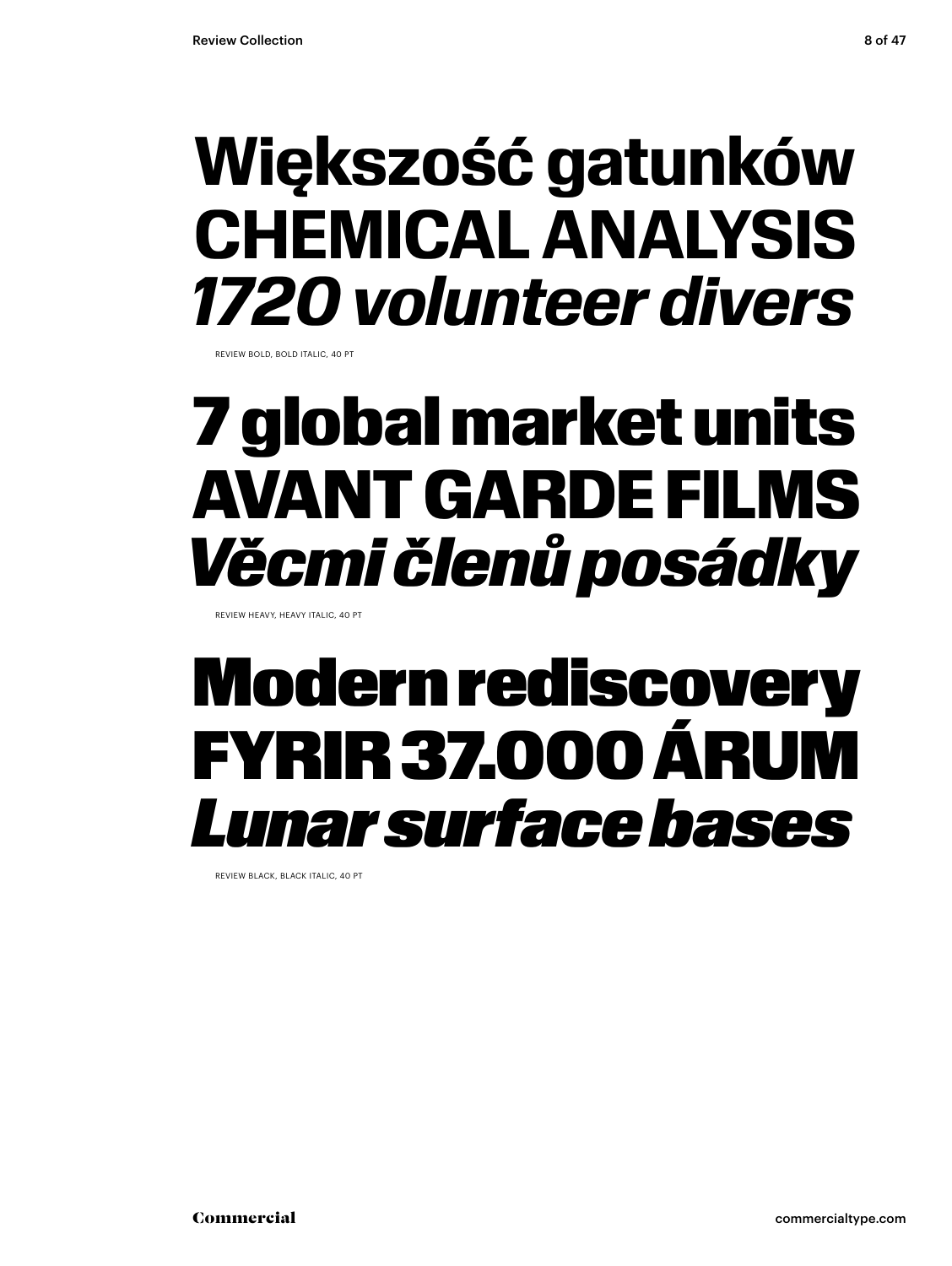**Większość gatunków**
**CHEMICAL ANALYSIS**
***1720 volunteer divers***

REVIEW BOLD, BOLD ITALIC, 40 PT

**7 global market units**
**AVANT GARDE FILMS**
***Věcmi členů posádky***

REVIEW HEAVY, HEAVY ITALIC, 40 PT

**Modern rediscovery**
**FYRIR 37.000 ÁRUM**
***Lunar surface bases***

REVIEW BLACK, BLACK ITALIC, 40 PT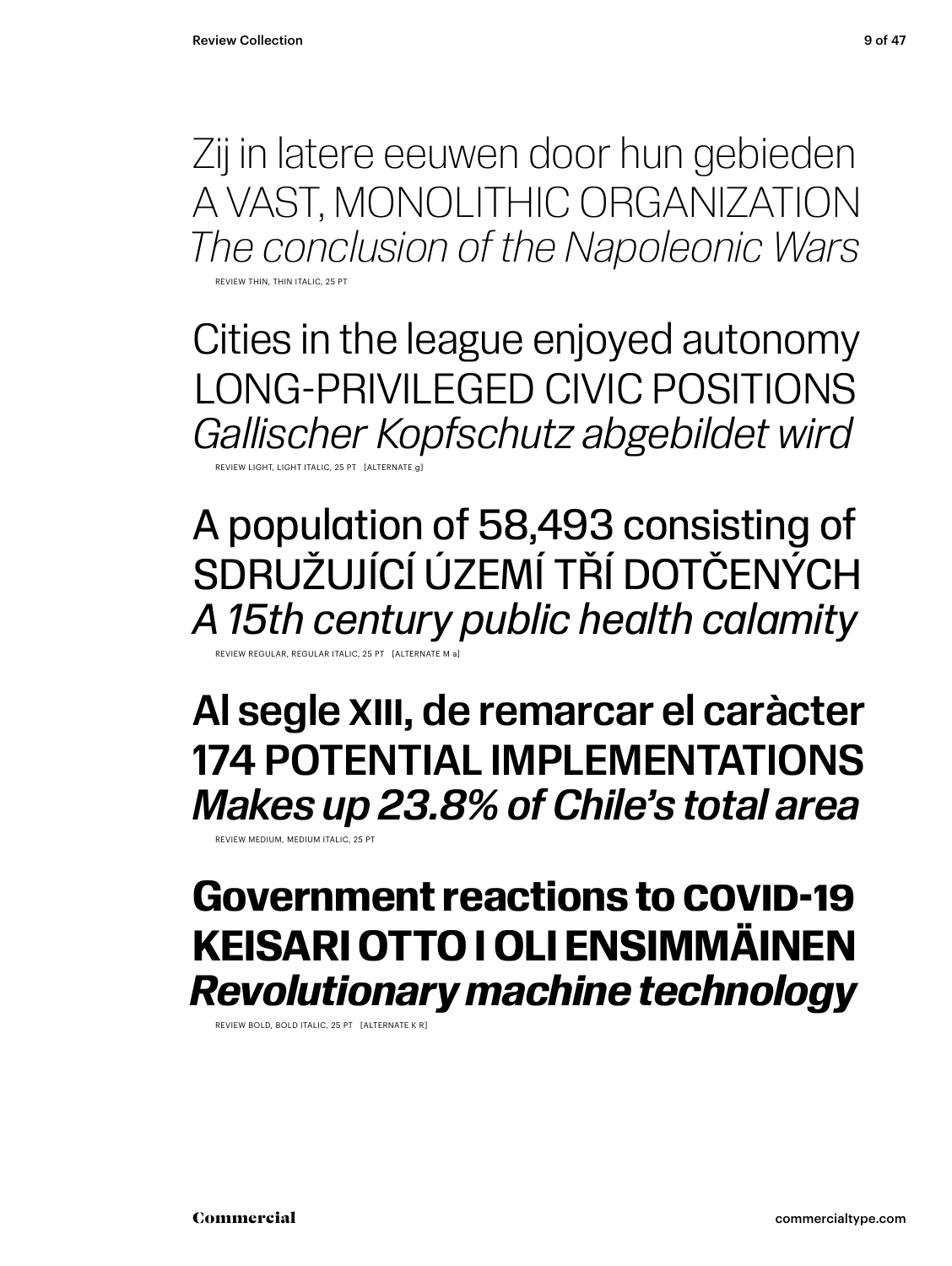Zij in latere eeuwen door hun gebieden
A VAST, MONOLITHIC ORGANIZATION
*The conclusion of the Napoleonic Wars*

REVIEW THIN, THIN ITALIC, 25 PT

Cities in the league enjoyed autonomy
LONG-PRIVILEGED CIVIC POSITIONS
*Gallischer Kopfschutz abgebildet wird*

REVIEW LIGHT, LIGHT ITALIC, 25 PT [ALTERNATE g]

A population of 58,493 consisting of
SDRUŽUJÍCÍ ÚZEMÍ TŘÍ DOTČENÝCH
*A 15th century public health calamity*

REVIEW REGULAR, REGULAR ITALIC, 25 PT [ALTERNATE M a]

**Al segle XIII, de remarcar el caràcter**
**174 POTENTIAL IMPLEMENTATIONS**
***Makes up 23.8% of Chile's total area***

REVIEW MEDIUM, MEDIUM ITALIC, 25 PT

**Government reactions to COVID-19**
**KEISARI OTTO I OLI ENSIMMÄINEN**
***Revolutionary machine technology***

REVIEW BOLD, BOLD ITALIC, 25 PT [ALTERNATE K R]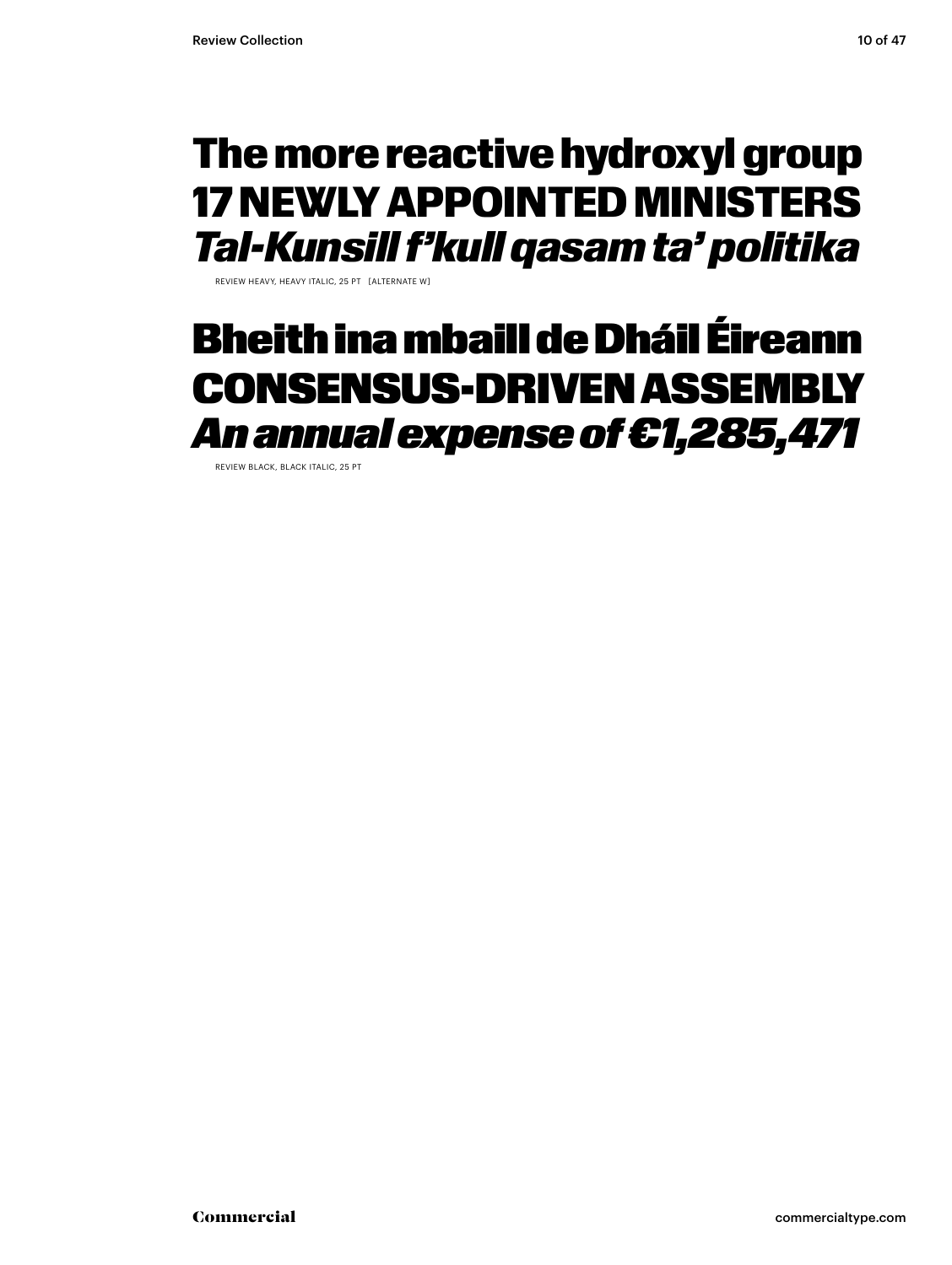**The more reactive hydroxyl group**
**17 NEWLY APPOINTED MINISTERS**
***Tal-Kunsill f'kull qasam ta' politika***

REVIEW HEAVY, HEAVY ITALIC, 25 PT [ALTERNATE W]

**Bheith ina mbaill de Dháil Éireann**
**CONSENSUS-DRIVEN ASSEMBLY**
***An annual expense of €1,285,471***

REVIEW BLACK, BLACK ITALIC, 25 PT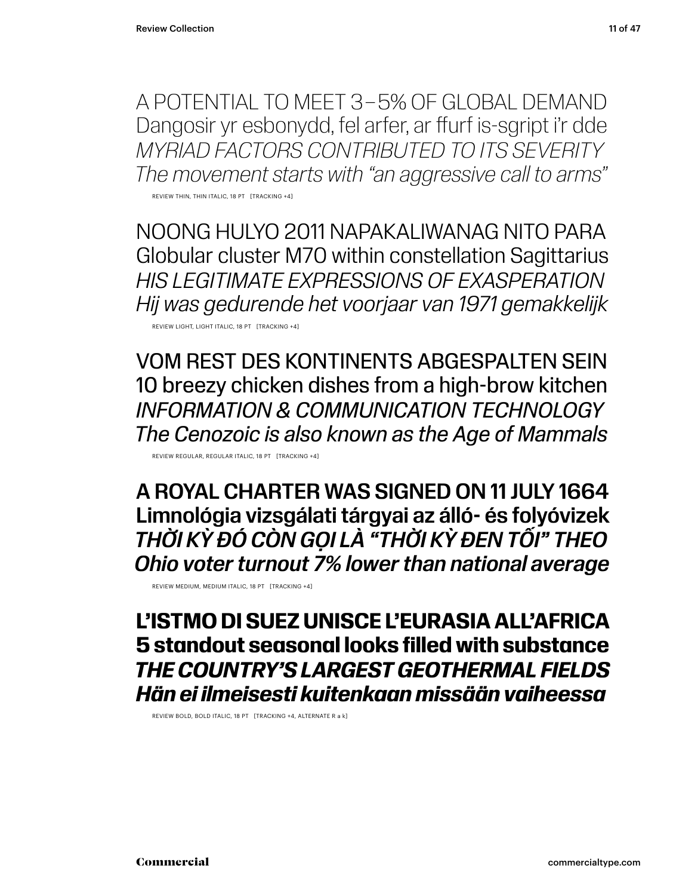A POTENTIAL TO MEET 3–5% OF GLOBAL DEMAND
Dangosir yr esbonydd, fel arfer, ar ffurf is-sgript i'r dde
*MYRIAD FACTORS CONTRIBUTED TO ITS SEVERITY*
*The movement starts with "an aggressive call to arms"*

REVIEW THIN, THIN ITALIC, 18 PT [TRACKING +4]

NOONG HULYO 2011 NAPAKALIWANAG NITO PARA
Globular cluster M70 within constellation Sagittarius
*HIS LEGITIMATE EXPRESSIONS OF EXASPERATION*
*Hij was gedurende het voorjaar van 1971 gemakkelijk*

REVIEW LIGHT, LIGHT ITALIC, 18 PT [TRACKING +4]

VOM REST DES KONTINENTS ABGESPALTEN SEIN
10 breezy chicken dishes from a high-brow kitchen
*INFORMATION & COMMUNICATION TECHNOLOGY*
*The Cenozoic is also known as the Age of Mammals*

REVIEW REGULAR, REGULAR ITALIC, 18 PT [TRACKING +4]

**A ROYAL CHARTER WAS SIGNED ON 11 JULY 1664**
**Limnológia vizsgálati tárgyai az álló- és folyóvizek**
***THỜI KỲ ĐÓ CÒN GỌI LÀ "THỜI KỲ ĐEN TỐI" THEO***
***Ohio voter turnout 7% lower than national average***

REVIEW MEDIUM, MEDIUM ITALIC, 18 PT [TRACKING +4]

**L'ISTMO DI SUEZ UNISCE L'EURASIA ALL'AFRICA**
**5 standout seasonal looks filled with substance**
***THE COUNTRY'S LARGEST GEOTHERMAL FIELDS***
***Hän ei ilmeisesti kuitenkaan missään vaiheessa***

REVIEW BOLD, BOLD ITALIC, 18 PT [TRACKING +4, ALTERNATE R a k]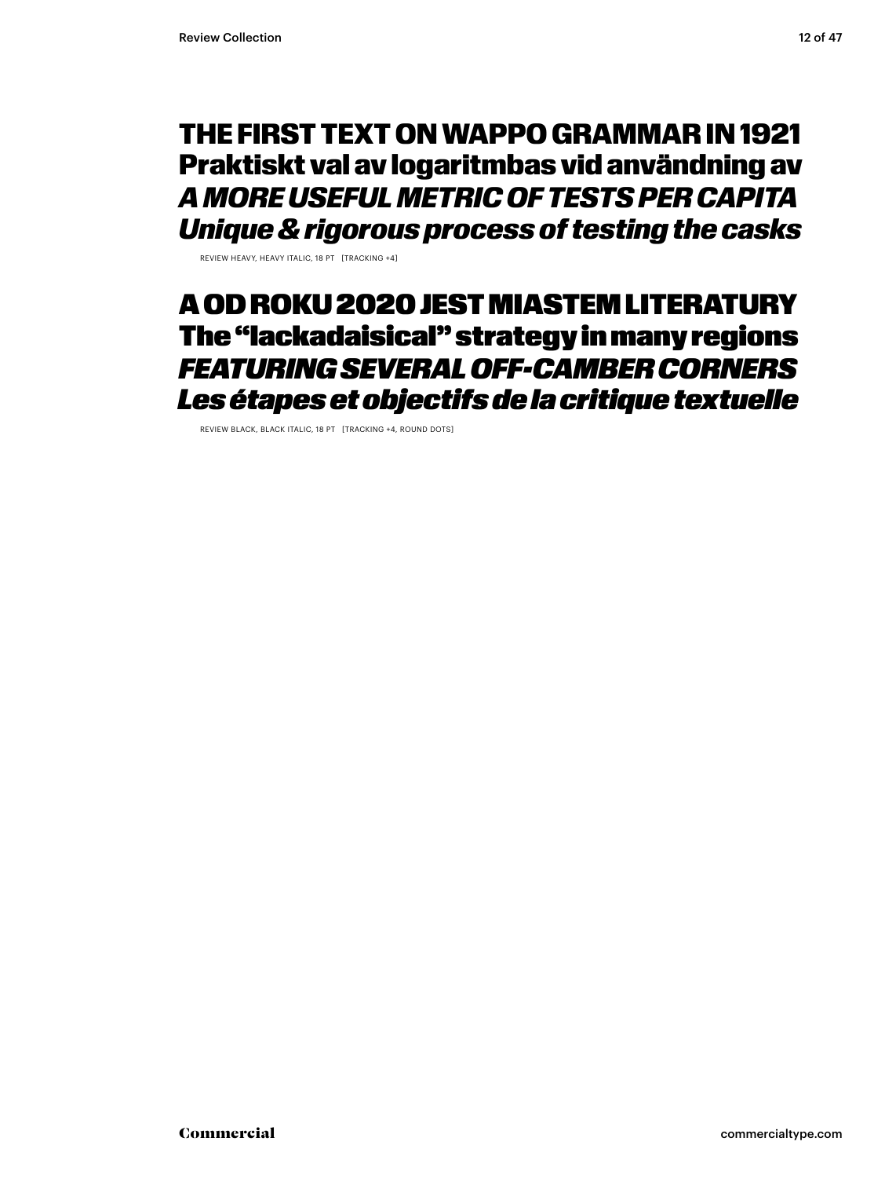**THE FIRST TEXT ON WAPPO GRAMMAR IN 1921**
**Praktiskt val av logaritmbas vid användning av**
***A MORE USEFUL METRIC OF TESTS PER CAPITA***
***Unique & rigorous process of testing the casks***

REVIEW HEAVY, HEAVY ITALIC, 18 PT [TRACKING +4]

**A OD ROKU 2020 JEST MIASTEM LITERATURY**
**The “lackadaisical” strategy in many regions**
***FEATURING SEVERAL OFF-CAMBER CORNERS***
***Les étapes et objectifs de la critique textuelle***

REVIEW BLACK, BLACK ITALIC, 18 PT [TRACKING +4, ROUND DOTS]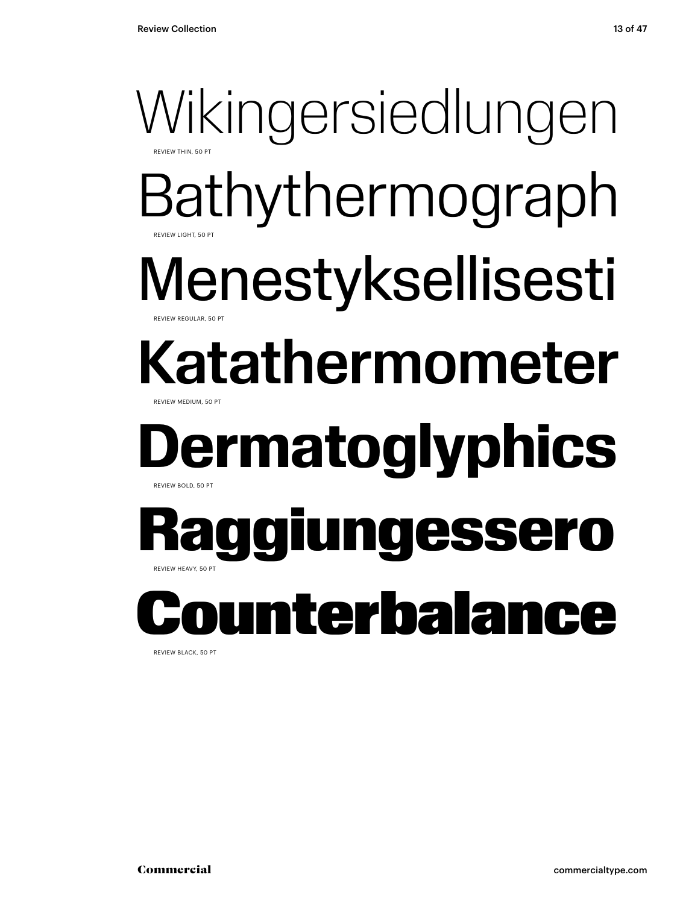Wikingersiedlungen

REVIEW THIN, 50 PT

Bathythermograph

REVIEW LIGHT, 50 PT

Menestyksellisesti

REVIEW REGULAR, 50 PT

Katathermometer

REVIEW MEDIUM, 50 PT

Dermatoglyphics

REVIEW BOLD, 50 PT

Raggiungessero

REVIEW HEAVY, 50 PT

Counterbalance

REVIEW BLACK, 50 PT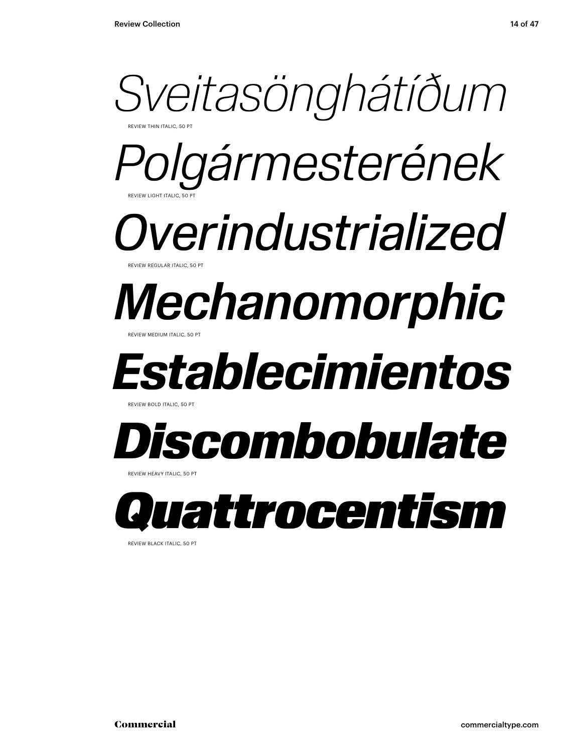*Sveitasönghátíðum*

REVIEW THIN ITALIC, 50 PT

*Polgármesterének*

REVIEW LIGHT ITALIC, 50 PT

*Overindustrialized*

REVIEW REGULAR ITALIC, 50 PT

***Mechanomorphic***

REVIEW MEDIUM ITALIC, 50 PT

***Establecimientos***

REVIEW BOLD ITALIC, 50 PT

***Discombobulate***

REVIEW HEAVY ITALIC, 50 PT

***Quattrocentism***

REVIEW BLACK ITALIC, 50 PT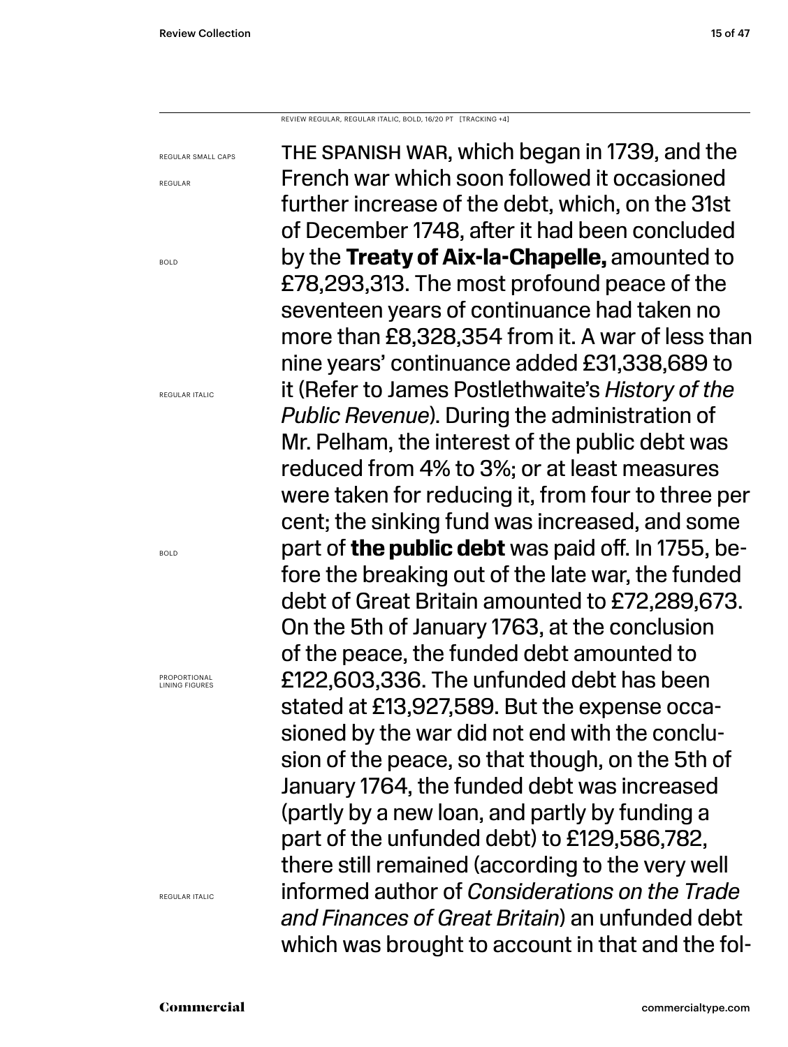REVIEW REGULAR, REGULAR ITALIC, BOLD, 16/20 PT [TRACKING +4]

REGULAR SMALL CAPS

REGULAR

BOLD

REGULAR ITALIC

BOLD

PROPORTIONAL LINING FIGURES

REGULAR ITALIC

THE SPANISH WAR, which began in 1739, and the French war which soon followed it occasioned further increase of the debt, which, on the 31st of December 1748, after it had been concluded by the **Treaty of Aix-la-Chapelle,** amounted to £78,293,313. The most profound peace of the seventeen years of continuance had taken no more than £8,328,354 from it. A war of less than nine years' continuance added £31,338,689 to it (Refer to James Postlethwaite's *History of the Public Revenue*). During the administration of Mr. Pelham, the interest of the public debt was reduced from 4% to 3%; or at least measures were taken for reducing it, from four to three per cent; the sinking fund was increased, and some part of **the public debt** was paid off. In 1755, before the breaking out of the late war, the funded debt of Great Britain amounted to £72,289,673. On the 5th of January 1763, at the conclusion of the peace, the funded debt amounted to £122,603,336. The unfunded debt has been stated at £13,927,589. But the expense occasioned by the war did not end with the conclusion of the peace, so that though, on the 5th of January 1764, the funded debt was increased (partly by a new loan, and partly by funding a part of the unfunded debt) to £129,586,782, there still remained (according to the very well informed author of *Considerations on the Trade and Finances of Great Britain*) an unfunded debt which was brought to account in that and the fol-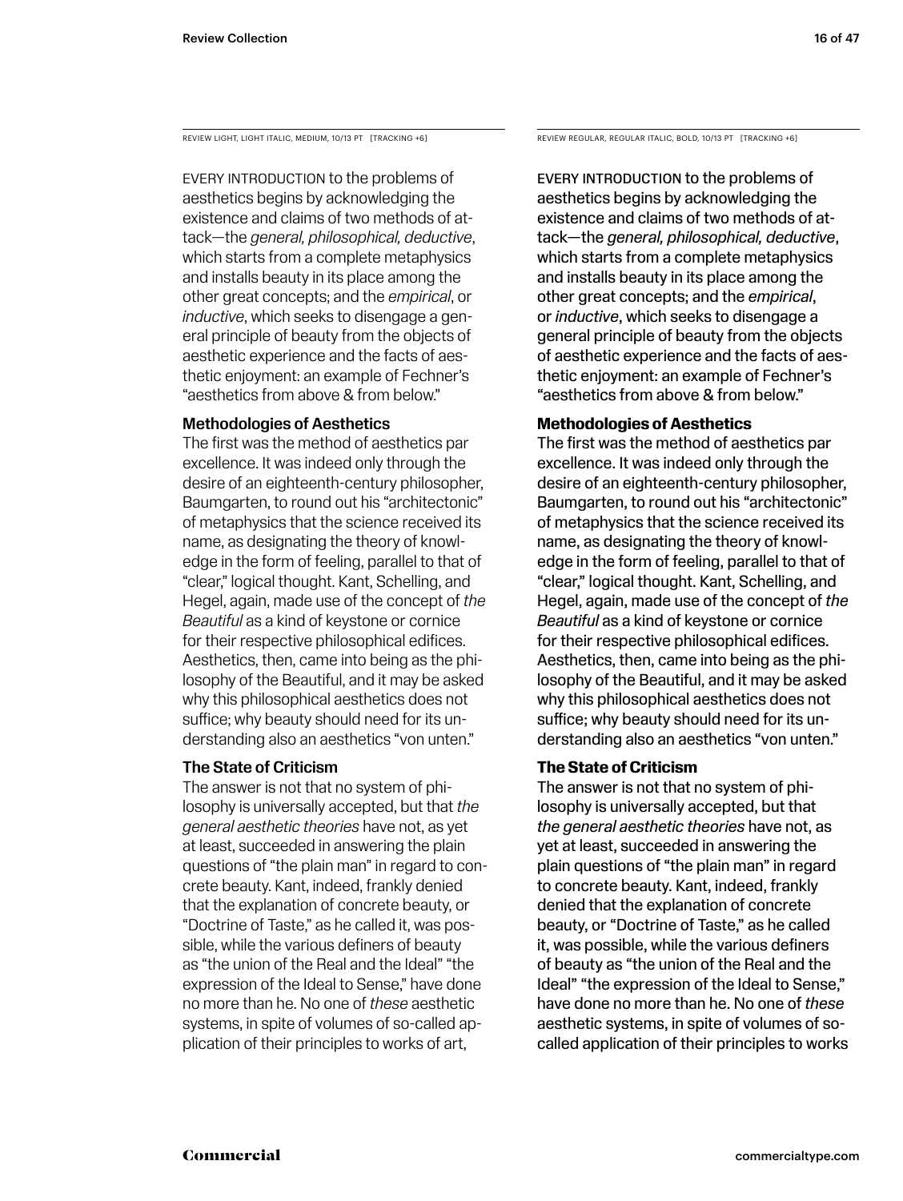REVIEW LIGHT, LIGHT ITALIC, MEDIUM, 10/13 PT [TRACKING +6]

EVERY INTRODUCTION to the problems of aesthetics begins by acknowledging the existence and claims of two methods of attack—the *general, philosophical, deductive*, which starts from a complete metaphysics and installs beauty in its place among the other great concepts; and the *empirical*, or *inductive*, which seeks to disengage a general principle of beauty from the objects of aesthetic experience and the facts of aesthetic enjoyment: an example of Fechner's "aesthetics from above & from below."

### Methodologies of Aesthetics

The first was the method of aesthetics par excellence. It was indeed only through the desire of an eighteenth-century philosopher, Baumgarten, to round out his "architectonic" of metaphysics that the science received its name, as designating the theory of knowledge in the form of feeling, parallel to that of "clear," logical thought. Kant, Schelling, and Hegel, again, made use of the concept of *the Beautiful* as a kind of keystone or cornice for their respective philosophical edifices. Aesthetics, then, came into being as the philosophy of the Beautiful, and it may be asked why this philosophical aesthetics does not suffice; why beauty should need for its understanding also an aesthetics "von unten."

### The State of Criticism

The answer is not that no system of philosophy is universally accepted, but that *the general aesthetic theories* have not, as yet at least, succeeded in answering the plain questions of "the plain man" in regard to concrete beauty. Kant, indeed, frankly denied that the explanation of concrete beauty, or "Doctrine of Taste," as he called it, was possible, while the various definers of beauty as "the union of the Real and the Ideal" "the expression of the Ideal to Sense," have done no more than he. No one of *these* aesthetic systems, in spite of volumes of so-called application of their principles to works of art,

REVIEW REGULAR, REGULAR ITALIC, BOLD, 10/13 PT [TRACKING +6]

EVERY INTRODUCTION to the problems of aesthetics begins by acknowledging the existence and claims of two methods of attack—the *general, philosophical, deductive*, which starts from a complete metaphysics and installs beauty in its place among the other great concepts; and the *empirical*, or *inductive*, which seeks to disengage a general principle of beauty from the objects of aesthetic experience and the facts of aesthetic enjoyment: an example of Fechner's "aesthetics from above & from below."

### Methodologies of Aesthetics

The first was the method of aesthetics par excellence. It was indeed only through the desire of an eighteenth-century philosopher, Baumgarten, to round out his "architectonic" of metaphysics that the science received its name, as designating the theory of knowledge in the form of feeling, parallel to that of "clear," logical thought. Kant, Schelling, and Hegel, again, made use of the concept of *the Beautiful* as a kind of keystone or cornice for their respective philosophical edifices. Aesthetics, then, came into being as the philosophy of the Beautiful, and it may be asked why this philosophical aesthetics does not suffice; why beauty should need for its understanding also an aesthetics "von unten."

### The State of Criticism

The answer is not that no system of philosophy is universally accepted, but that *the general aesthetic theories* have not, as yet at least, succeeded in answering the plain questions of "the plain man" in regard to concrete beauty. Kant, indeed, frankly denied that the explanation of concrete beauty, or "Doctrine of Taste," as he called it, was possible, while the various definers of beauty as "the union of the Real and the Ideal" "the expression of the Ideal to Sense," have done no more than he. No one of *these* aesthetic systems, in spite of volumes of so-called application of their principles to works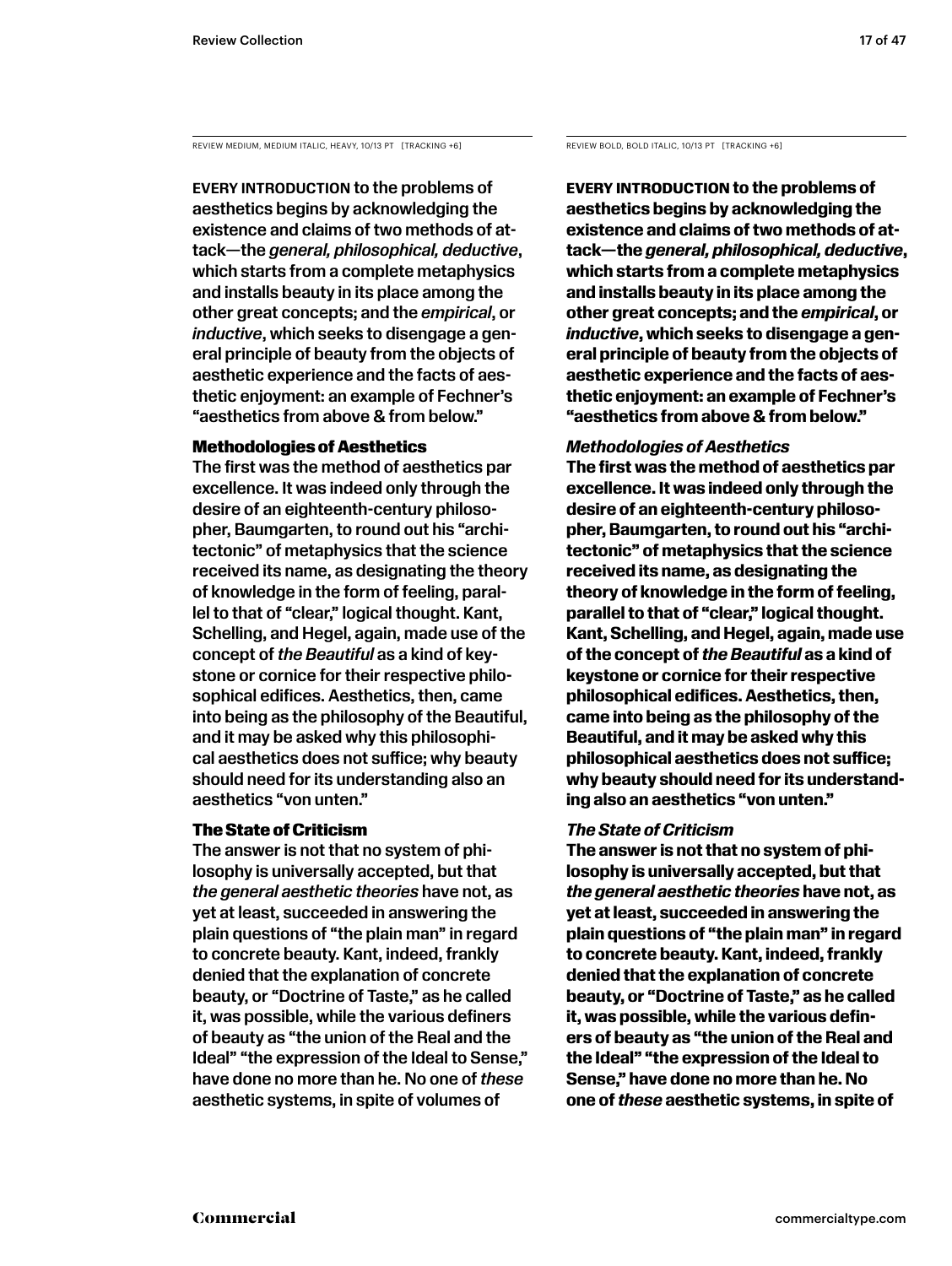REVIEW MEDIUM, MEDIUM ITALIC, HEAVY, 10/13 PT [TRACKING +6]

EVERY INTRODUCTION to the problems of aesthetics begins by acknowledging the existence and claims of two methods of attack—the *general, philosophical, deductive*, which starts from a complete metaphysics and installs beauty in its place among the other great concepts; and the *empirical*, or *inductive*, which seeks to disengage a general principle of beauty from the objects of aesthetic experience and the facts of aesthetic enjoyment: an example of Fechner's "aesthetics from above & from below."

**Methodologies of Aesthetics**

The first was the method of aesthetics par excellence. It was indeed only through the desire of an eighteenth-century philosopher, Baumgarten, to round out his "architectonic" of metaphysics that the science received its name, as designating the theory of knowledge in the form of feeling, parallel to that of "clear," logical thought. Kant, Schelling, and Hegel, again, made use of the concept of *the Beautiful* as a kind of keystone or cornice for their respective philosophical edifices. Aesthetics, then, came into being as the philosophy of the Beautiful, and it may be asked why this philosophical aesthetics does not suffice; why beauty should need for its understanding also an aesthetics "von unten."

**The State of Criticism**

The answer is not that no system of philosophy is universally accepted, but that *the general aesthetic theories* have not, as yet at least, succeeded in answering the plain questions of "the plain man" in regard to concrete beauty. Kant, indeed, frankly denied that the explanation of concrete beauty, or "Doctrine of Taste," as he called it, was possible, while the various definers of beauty as "the union of the Real and the Ideal" "the expression of the Ideal to Sense," have done no more than he. No one of *these* aesthetic systems, in spite of volumes of

REVIEW BOLD, BOLD ITALIC, 10/13 PT [TRACKING +6]

**EVERY INTRODUCTION to the problems of aesthetics begins by acknowledging the existence and claims of two methods of attack—the *general, philosophical, deductive*, which starts from a complete metaphysics and installs beauty in its place among the other great concepts; and the *empirical*, or *inductive*, which seeks to disengage a general principle of beauty from the objects of aesthetic experience and the facts of aesthetic enjoyment: an example of Fechner's "aesthetics from above & from below."**

***Methodologies of Aesthetics***

**The first was the method of aesthetics par excellence. It was indeed only through the desire of an eighteenth-century philosopher, Baumgarten, to round out his "architectonic" of metaphysics that the science received its name, as designating the theory of knowledge in the form of feeling, parallel to that of "clear," logical thought. Kant, Schelling, and Hegel, again, made use of the concept of *the Beautiful* as a kind of keystone or cornice for their respective philosophical edifices. Aesthetics, then, came into being as the philosophy of the Beautiful, and it may be asked why this philosophical aesthetics does not suffice; why beauty should need for its understanding also an aesthetics "von unten."**

***The State of Criticism***

**The answer is not that no system of philosophy is universally accepted, but that *the general aesthetic theories* have not, as yet at least, succeeded in answering the plain questions of "the plain man" in regard to concrete beauty. Kant, indeed, frankly denied that the explanation of concrete beauty, or "Doctrine of Taste," as he called it, was possible, while the various definers of beauty as "the union of the Real and the Ideal" "the expression of the Ideal to Sense," have done no more than he. No one of *these* aesthetic systems, in spite of**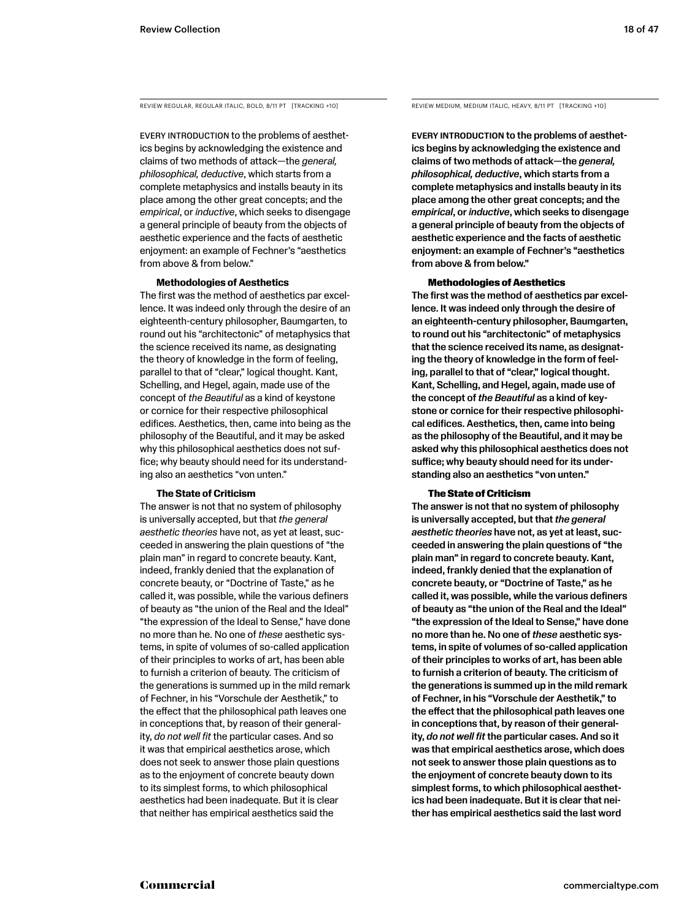REVIEW REGULAR, REGULAR ITALIC, BOLD, 8/11 PT [TRACKING +10]

EVERY INTRODUCTION to the problems of aesthetics begins by acknowledging the existence and claims of two methods of attack—the *general, philosophical, deductive*, which starts from a complete metaphysics and installs beauty in its place among the other great concepts; and the *empirical*, or *inductive*, which seeks to disengage a general principle of beauty from the objects of aesthetic experience and the facts of aesthetic enjoyment: an example of Fechner's "aesthetics from above & from below."

**Methodologies of Aesthetics**

The first was the method of aesthetics par excellence. It was indeed only through the desire of an eighteenth-century philosopher, Baumgarten, to round out his "architectonic" of metaphysics that the science received its name, as designating the theory of knowledge in the form of feeling, parallel to that of "clear," logical thought. Kant, Schelling, and Hegel, again, made use of the concept of *the Beautiful* as a kind of keystone or cornice for their respective philosophical edifices. Aesthetics, then, came into being as the philosophy of the Beautiful, and it may be asked why this philosophical aesthetics does not suffice; why beauty should need for its understanding also an aesthetics "von unten."

**The State of Criticism**

The answer is not that no system of philosophy is universally accepted, but that *the general aesthetic theories* have not, as yet at least, succeeded in answering the plain questions of "the plain man" in regard to concrete beauty. Kant, indeed, frankly denied that the explanation of concrete beauty, or "Doctrine of Taste," as he called it, was possible, while the various definers of beauty as "the union of the Real and the Ideal" "the expression of the Ideal to Sense," have done no more than he. No one of *these* aesthetic systems, in spite of volumes of so-called application of their principles to works of art, has been able to furnish a criterion of beauty. The criticism of the generations is summed up in the mild remark of Fechner, in his "Vorschule der Aesthetik," to the effect that the philosophical path leaves one in conceptions that, by reason of their generality, *do not well fit* the particular cases. And so it was that empirical aesthetics arose, which does not seek to answer those plain questions as to the enjoyment of concrete beauty down to its simplest forms, to which philosophical aesthetics had been inadequate. But it is clear that neither has empirical aesthetics said the

REVIEW MEDIUM, MEDIUM ITALIC, HEAVY, 8/11 PT [TRACKING +10]

**EVERY INTRODUCTION to the problems of aesthetics begins by acknowledging the existence and claims of two methods of attack—the *general, philosophical, deductive*, which starts from a complete metaphysics and installs beauty in its place among the other great concepts; and the *empirical*, or *inductive*, which seeks to disengage a general principle of beauty from the objects of aesthetic experience and the facts of aesthetic enjoyment: an example of Fechner's "aesthetics from above & from below."**

**Methodologies of Aesthetics**

**The first was the method of aesthetics par excellence. It was indeed only through the desire of an eighteenth-century philosopher, Baumgarten, to round out his "architectonic" of metaphysics that the science received its name, as designating the theory of knowledge in the form of feeling, parallel to that of "clear," logical thought. Kant, Schelling, and Hegel, again, made use of the concept of *the Beautiful* as a kind of keystone or cornice for their respective philosophical edifices. Aesthetics, then, came into being as the philosophy of the Beautiful, and it may be asked why this philosophical aesthetics does not suffice; why beauty should need for its understanding also an aesthetics "von unten."**

**The State of Criticism**

**The answer is not that no system of philosophy is universally accepted, but that *the general aesthetic theories* have not, as yet at least, succeeded in answering the plain questions of "the plain man" in regard to concrete beauty. Kant, indeed, frankly denied that the explanation of concrete beauty, or "Doctrine of Taste," as he called it, was possible, while the various definers of beauty as "the union of the Real and the Ideal" "the expression of the Ideal to Sense," have done no more than he. No one of *these* aesthetic systems, in spite of volumes of so-called application of their principles to works of art, has been able to furnish a criterion of beauty. The criticism of the generations is summed up in the mild remark of Fechner, in his "Vorschule der Aesthetik," to the effect that the philosophical path leaves one in conceptions that, by reason of their generality, *do not well fit* the particular cases. And so it was that empirical aesthetics arose, which does not seek to answer those plain questions as to the enjoyment of concrete beauty down to its simplest forms, to which philosophical aesthetics had been inadequate. But it is clear that neither has empirical aesthetics said the last word**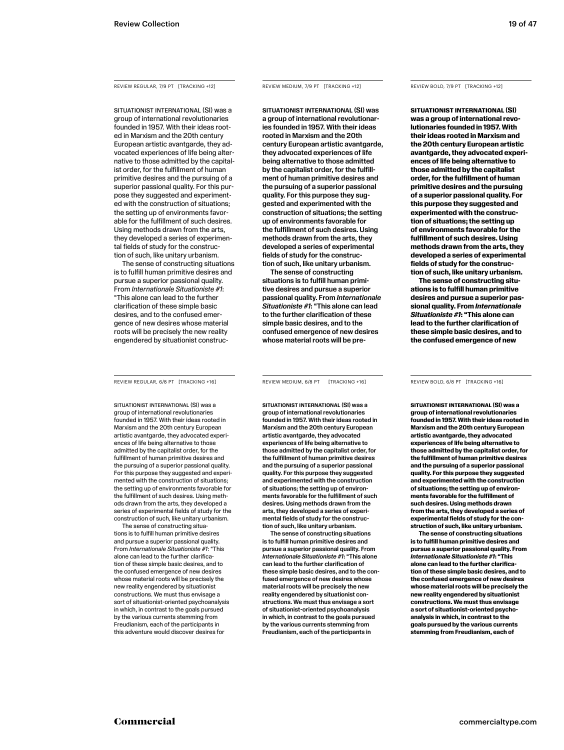REVIEW REGULAR, 7/9 PT [TRACKING +12]

SITUATIONIST INTERNATIONAL (SI) was a group of international revolutionaries founded in 1957. With their ideas rooted in Marxism and the 20th century European artistic avantgarde, they advocated experiences of life being alternative to those admitted by the capitalist order, for the fulfillment of human primitive desires and the pursuing of a superior passional quality. For this purpose they suggested and experimented with the construction of situations; the setting up of environments favorable for the fulfillment of such desires. Using methods drawn from the arts, they developed a series of experimental fields of study for the construction of such, like unitary urbanism.

The sense of constructing situations is to fulfill human primitive desires and pursue a superior passional quality. From *Internationale Situationiste #1*: "This alone can lead to the further clarification of these simple basic desires, and to the confused emergence of new desires whose material roots will be precisely the new reality engendered by situationist construc-

REVIEW MEDIUM, 7/9 PT [TRACKING +12]

SITUATIONIST INTERNATIONAL (SI) was a group of international revolutionaries founded in 1957. With their ideas rooted in Marxism and the 20th century European artistic avantgarde, they advocated experiences of life being alternative to those admitted by the capitalist order, for the fulfillment of human primitive desires and the pursuing of a superior passional quality. For this purpose they suggested and experimented with the construction of situations; the setting up of environments favorable for the fulfillment of such desires. Using methods drawn from the arts, they developed a series of experimental fields of study for the construction of such, like unitary urbanism.

The sense of constructing situations is to fulfill human primitive desires and pursue a superior passional quality. From *Internationale Situationiste #1*: "This alone can lead to the further clarification of these simple basic desires, and to the confused emergence of new desires whose material roots will be pre-

REVIEW BOLD, 7/9 PT [TRACKING +12]

**SITUATIONIST INTERNATIONAL (SI) was a group of international revolutionaries founded in 1957. With their ideas rooted in Marxism and the 20th century European artistic avantgarde, they advocated experiences of life being alternative to those admitted by the capitalist order, for the fulfillment of human primitive desires and the pursuing of a superior passional quality. For this purpose they suggested and experimented with the construction of situations; the setting up of environments favorable for the fulfillment of such desires. Using methods drawn from the arts, they developed a series of experimental fields of study for the construction of such, like unitary urbanism.**

**The sense of constructing situations is to fulfill human primitive desires and pursue a superior passional quality. From *Internationale Situationiste #1*: "This alone can lead to the further clarification of these simple basic desires, and to the confused emergence of new**

REVIEW REGULAR, 6/8 PT [TRACKING +16]

SITUATIONIST INTERNATIONAL (SI) was a group of international revolutionaries founded in 1957. With their ideas rooted in Marxism and the 20th century European artistic avantgarde, they advocated experiences of life being alternative to those admitted by the capitalist order, for the fulfillment of human primitive desires and the pursuing of a superior passional quality. For this purpose they suggested and experimented with the construction of situations; the setting up of environments favorable for the fulfillment of such desires. Using methods drawn from the arts, they developed a series of experimental fields of study for the construction of such, like unitary urbanism.

The sense of constructing situations is to fulfill human primitive desires and pursue a superior passional quality. From *Internationale Situationiste #1*: "This alone can lead to the further clarification of these simple basic desires, and to the confused emergence of new desires whose material roots will be precisely the new reality engendered by situationist constructions. We must thus envisage a sort of situationist-oriented psychoanalysis in which, in contrast to the goals pursued by the various currents stemming from Freudianism, each of the participants in this adventure would discover desires for

REVIEW MEDIUM, 6/8 PT [TRACKING +16]

SITUATIONIST INTERNATIONAL (SI) was a group of international revolutionaries founded in 1957. With their ideas rooted in Marxism and the 20th century European artistic avantgarde, they advocated experiences of life being alternative to those admitted by the capitalist order, for the fulfillment of human primitive desires and the pursuing of a superior passional quality. For this purpose they suggested and experimented with the construction of situations; the setting up of environments favorable for the fulfillment of such desires. Using methods drawn from the arts, they developed a series of experimental fields of study for the construction of such, like unitary urbanism.

The sense of constructing situations is to fulfill human primitive desires and pursue a superior passional quality. From *Internationale Situationiste #1*: "This alone can lead to the further clarification of these simple basic desires, and to the confused emergence of new desires whose material roots will be precisely the new reality engendered by situationist constructions. We must thus envisage a sort of situationist-oriented psychoanalysis in which, in contrast to the goals pursued by the various currents stemming from Freudianism, each of the participants in

REVIEW BOLD, 6/8 PT [TRACKING +16]

**SITUATIONIST INTERNATIONAL (SI) was a group of international revolutionaries founded in 1957. With their ideas rooted in Marxism and the 20th century European artistic avantgarde, they advocated experiences of life being alternative to those admitted by the capitalist order, for the fulfillment of human primitive desires and the pursuing of a superior passional quality. For this purpose they suggested and experimented with the construction of situations; the setting up of environments favorable for the fulfillment of such desires. Using methods drawn from the arts, they developed a series of experimental fields of study for the construction of such, like unitary urbanism.**

**The sense of constructing situations is to fulfill human primitive desires and pursue a superior passional quality. From *Internationale Situationiste #1*: "This alone can lead to the further clarification of these simple basic desires, and to the confused emergence of new desires whose material roots will be precisely the new reality engendered by situationist constructions. We must thus envisage a sort of situationist-oriented psychoanalysis in which, in contrast to the goals pursued by the various currents stemming from Freudianism, each of**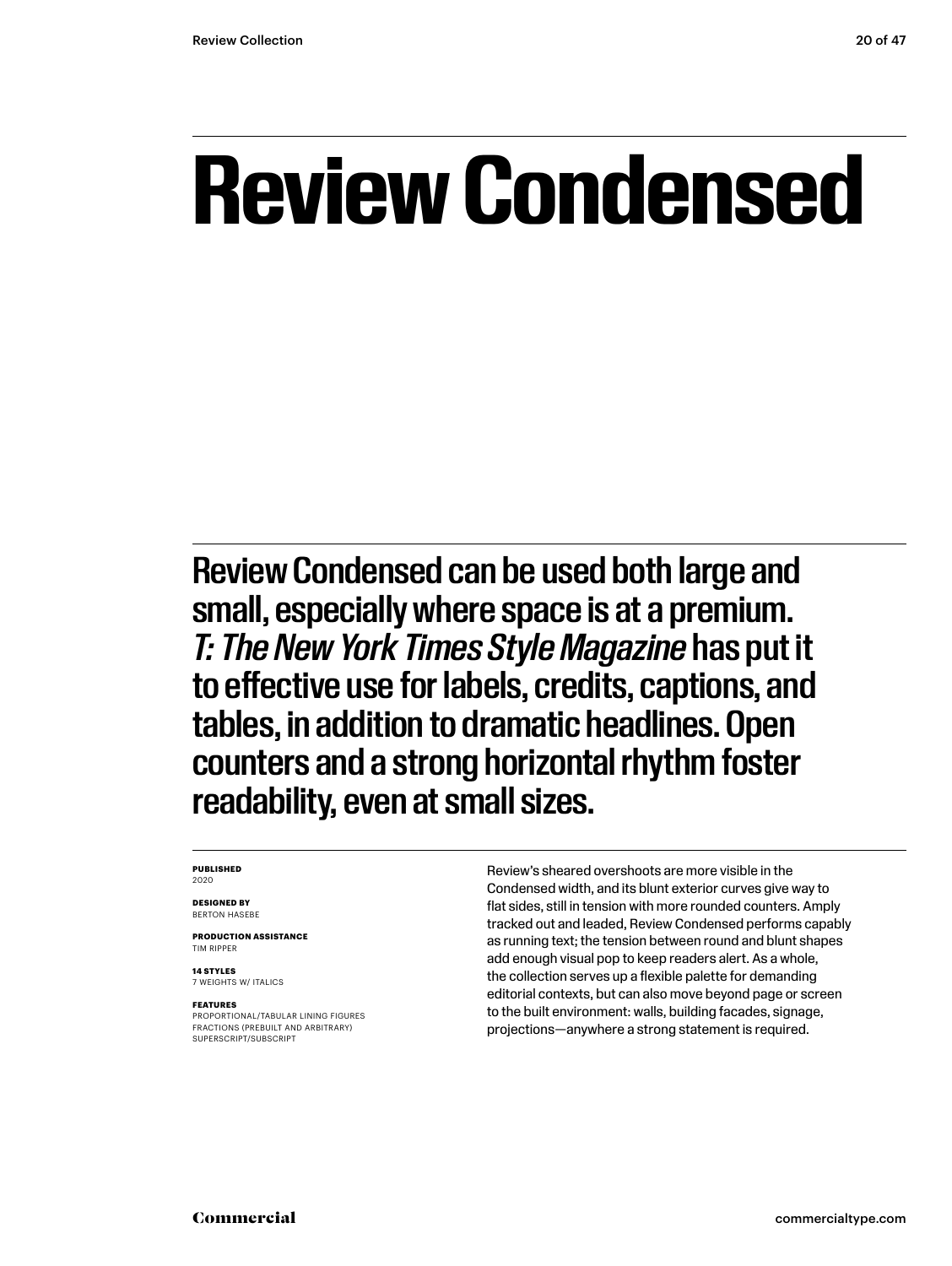# Review Condensed

Review Condensed can be used both large and small, especially where space is at a premium. *T: The New York Times Style Magazine* has put it to effective use for labels, credits, captions, and tables, in addition to dramatic headlines. Open counters and a strong horizontal rhythm foster readability, even at small sizes.

**PUBLISHED**
2020

**DESIGNED BY**
BERTON HASEBE

**PRODUCTION ASSISTANCE**
TIM RIPPER

**14 STYLES**
7 WEIGHTS W/ ITALICS

**FEATURES**
PROPORTIONAL/TABULAR LINING FIGURES
FRACTIONS (PREBUILT AND ARBITRARY)
SUPERSCRIPT/SUBSCRIPT

Review's sheared overshoots are more visible in the Condensed width, and its blunt exterior curves give way to flat sides, still in tension with more rounded counters. Amply tracked out and leaded, Review Condensed performs capably as running text; the tension between round and blunt shapes add enough visual pop to keep readers alert. As a whole, the collection serves up a flexible palette for demanding editorial contexts, but can also move beyond page or screen to the built environment: walls, building facades, signage, projections—anywhere a strong statement is required.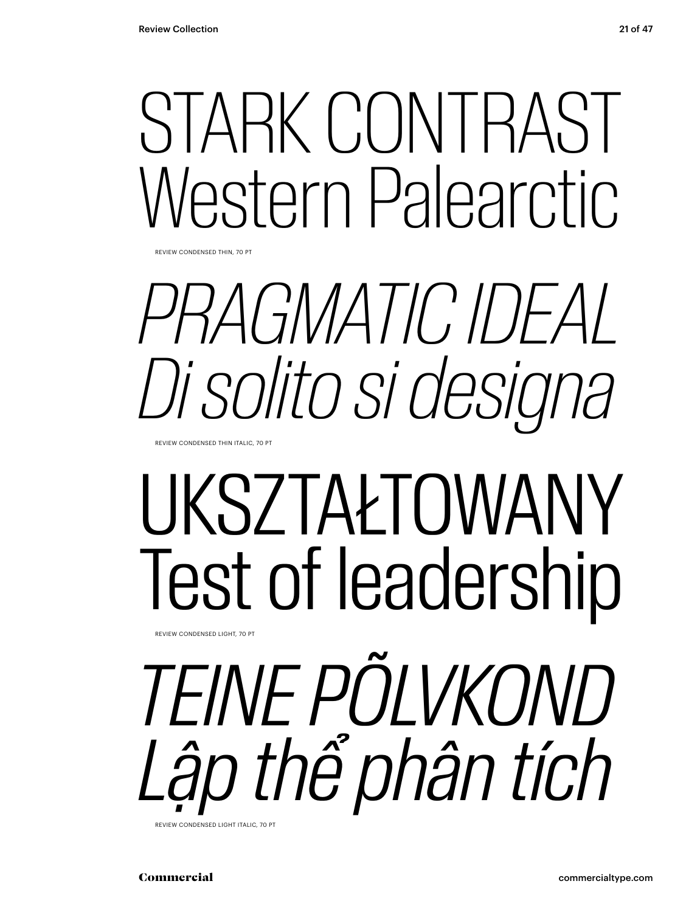STARK CONTRAST
Western Palearctic

REVIEW CONDENSED THIN, 70 PT

*PRAGMATIC IDEAL*
*Di solito si designa*

REVIEW CONDENSED THIN ITALIC, 70 PT

UKSZTAŁTOWANY
Test of leadership

REVIEW CONDENSED LIGHT, 70 PT

*TEINE PÕLVKOND*
*Lập thể phân tích*

REVIEW CONDENSED LIGHT ITALIC, 70 PT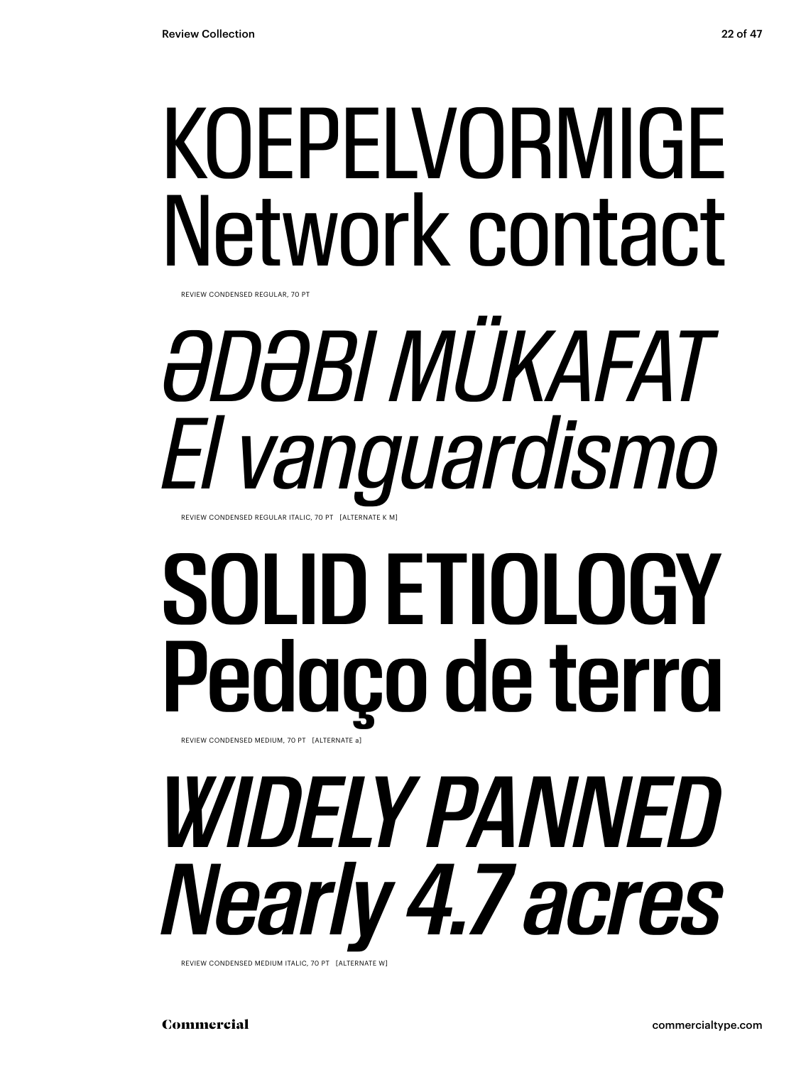# KOEPELVORMIGE Network contact

REVIEW CONDENSED REGULAR, 70 PT

# *ӘDӘBI MÜKAFAT El vanguardismo*

REVIEW CONDENSED REGULAR ITALIC, 70 PT [ALTERNATE K M]

# **SOLID ETIOLOGY Pedaço de terra**

REVIEW CONDENSED MEDIUM, 70 PT [ALTERNATE a]

# ***WIDELY PANNED Nearly 4.7 acres***

REVIEW CONDENSED MEDIUM ITALIC, 70 PT [ALTERNATE W]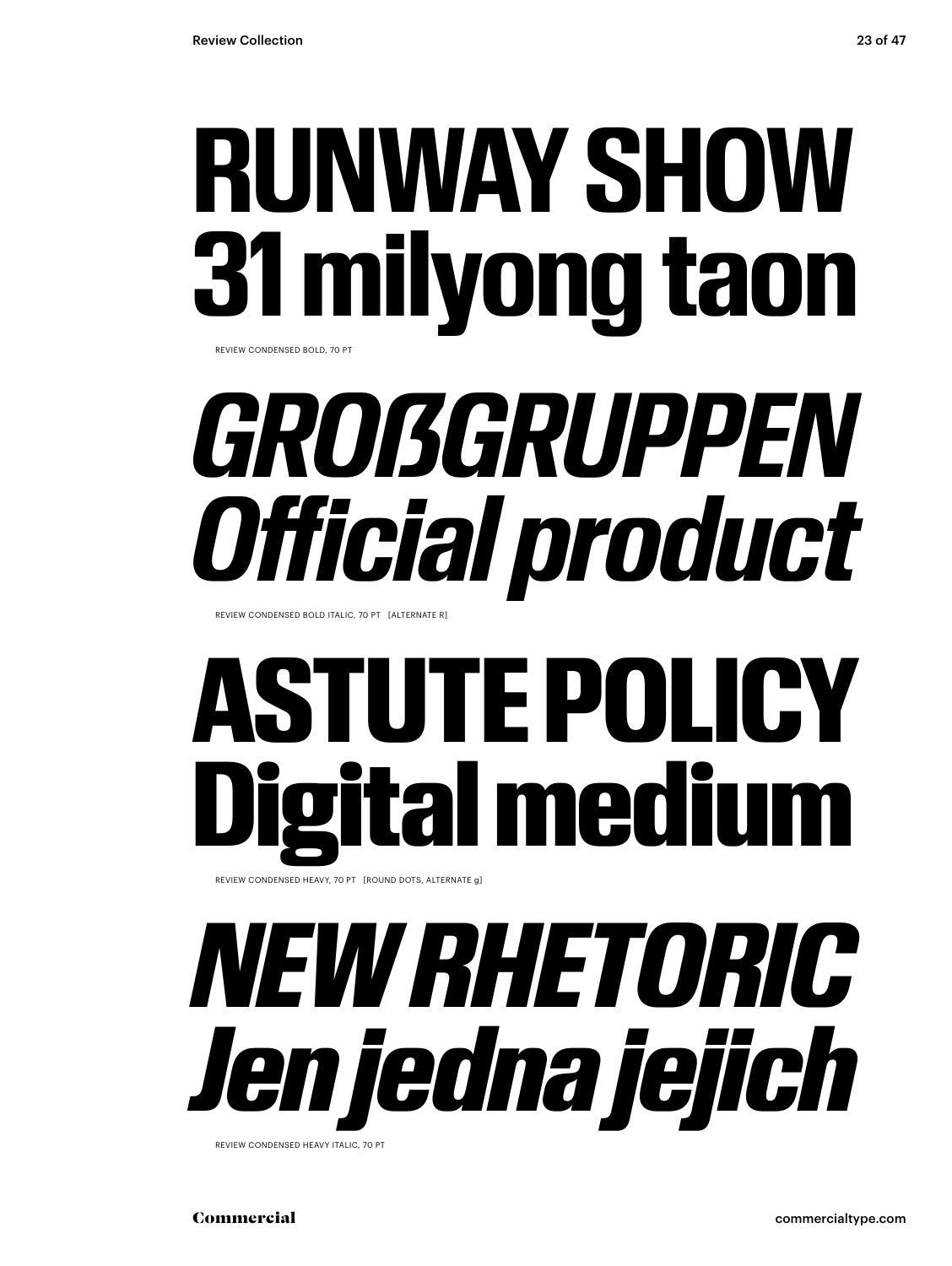# RUNWAY SHOW
# 31 milyong taon

REVIEW CONDENSED BOLD, 70 PT

# *GROßGRUPPEN*
# *Official product*

REVIEW CONDENSED BOLD ITALIC, 70 PT [ALTERNATE R]

# ASTUTE POLICY
# Digital medium

REVIEW CONDENSED HEAVY, 70 PT [ROUND DOTS, ALTERNATE g]

# *NEW RHETORIC*
# *Jen jedna jejich*

REVIEW CONDENSED HEAVY ITALIC, 70 PT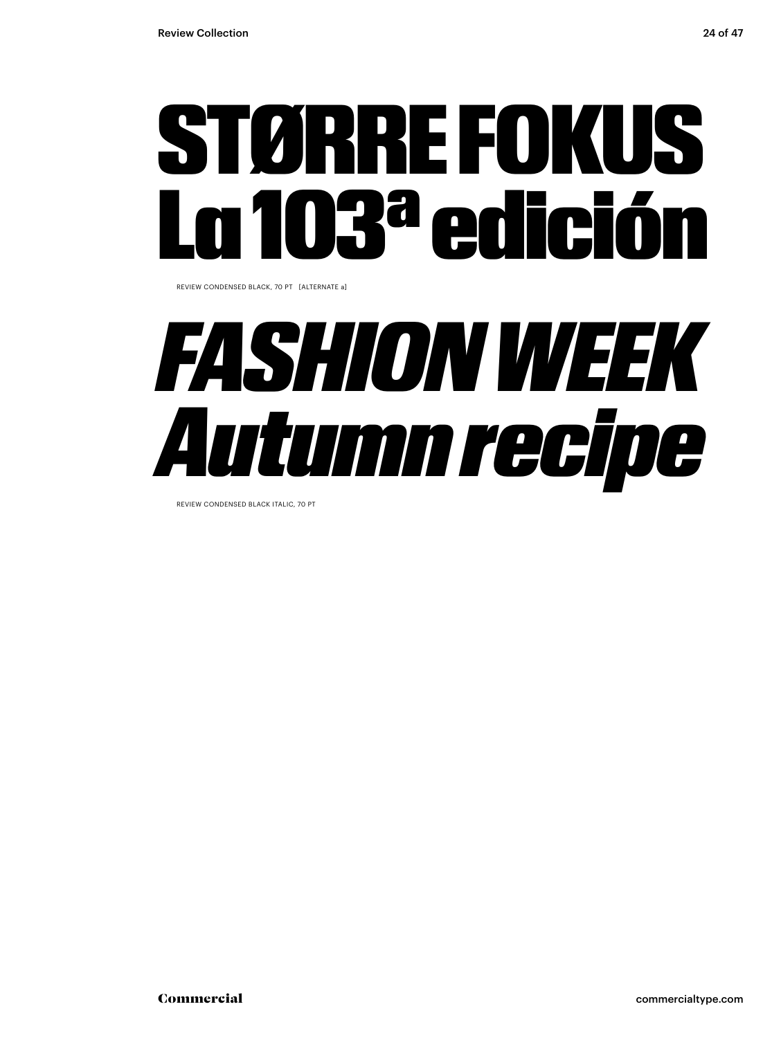# STØRRE FOKUS
# La 103ª edición

REVIEW CONDENSED BLACK, 70 PT [ALTERNATE a]

# *FASHION WEEK*
# *Autumn recipe*

REVIEW CONDENSED BLACK ITALIC, 70 PT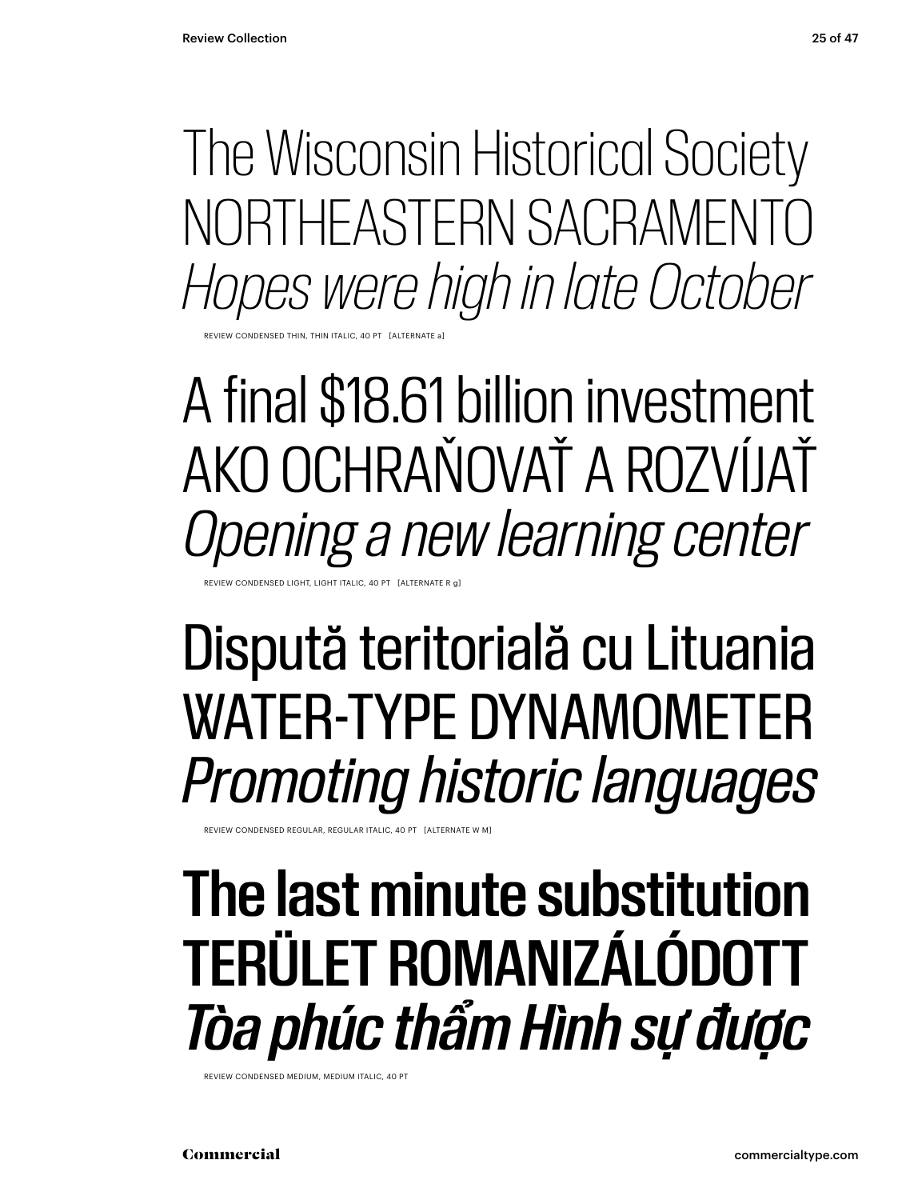The Wisconsin Historical Society
NORTHEASTERN SACRAMENTO
*Hopes were high in late October*

REVIEW CONDENSED THIN, THIN ITALIC, 40 PT [ALTERNATE a]

A final $18.61 billion investment
AKO OCHRAŇOVAŤ A ROZVÍJAŤ
*Opening a new learning center*

REVIEW CONDENSED LIGHT, LIGHT ITALIC, 40 PT [ALTERNATE R g]

Dispută teritorială cu Lituania
WATER-TYPE DYNAMOMETER
*Promoting historic languages*

REVIEW CONDENSED REGULAR, REGULAR ITALIC, 40 PT [ALTERNATE W M]

**The last minute substitution**
**TERÜLET ROMANIZÁLÓDOTT**
***Tòa phúc thẩm Hình sự được***

REVIEW CONDENSED MEDIUM, MEDIUM ITALIC, 40 PT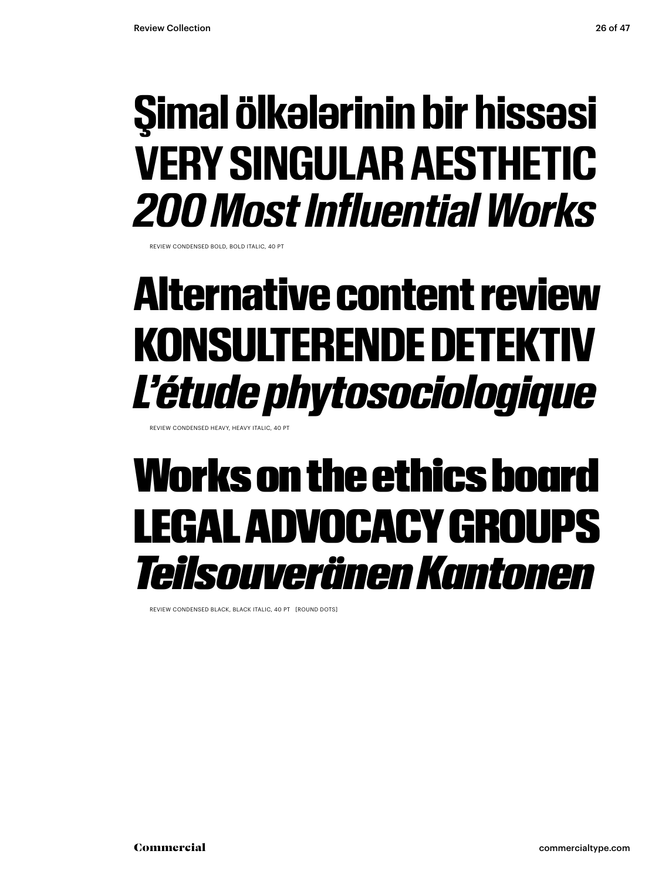**Şimal ölkələrinin bir hissəsi**
**VERY SINGULAR AESTHETIC**
***200 Most Influential Works***

REVIEW CONDENSED BOLD, BOLD ITALIC, 40 PT

**Alternative content review**
**KONSULTERENDE DETEKTIV**
***L'étude phytosociologique***

REVIEW CONDENSED HEAVY, HEAVY ITALIC, 40 PT

**Works on the ethics board**
**LEGAL ADVOCACY GROUPS**
***Teilsouveränen Kantonen***

REVIEW CONDENSED BLACK, BLACK ITALIC, 40 PT [ROUND DOTS]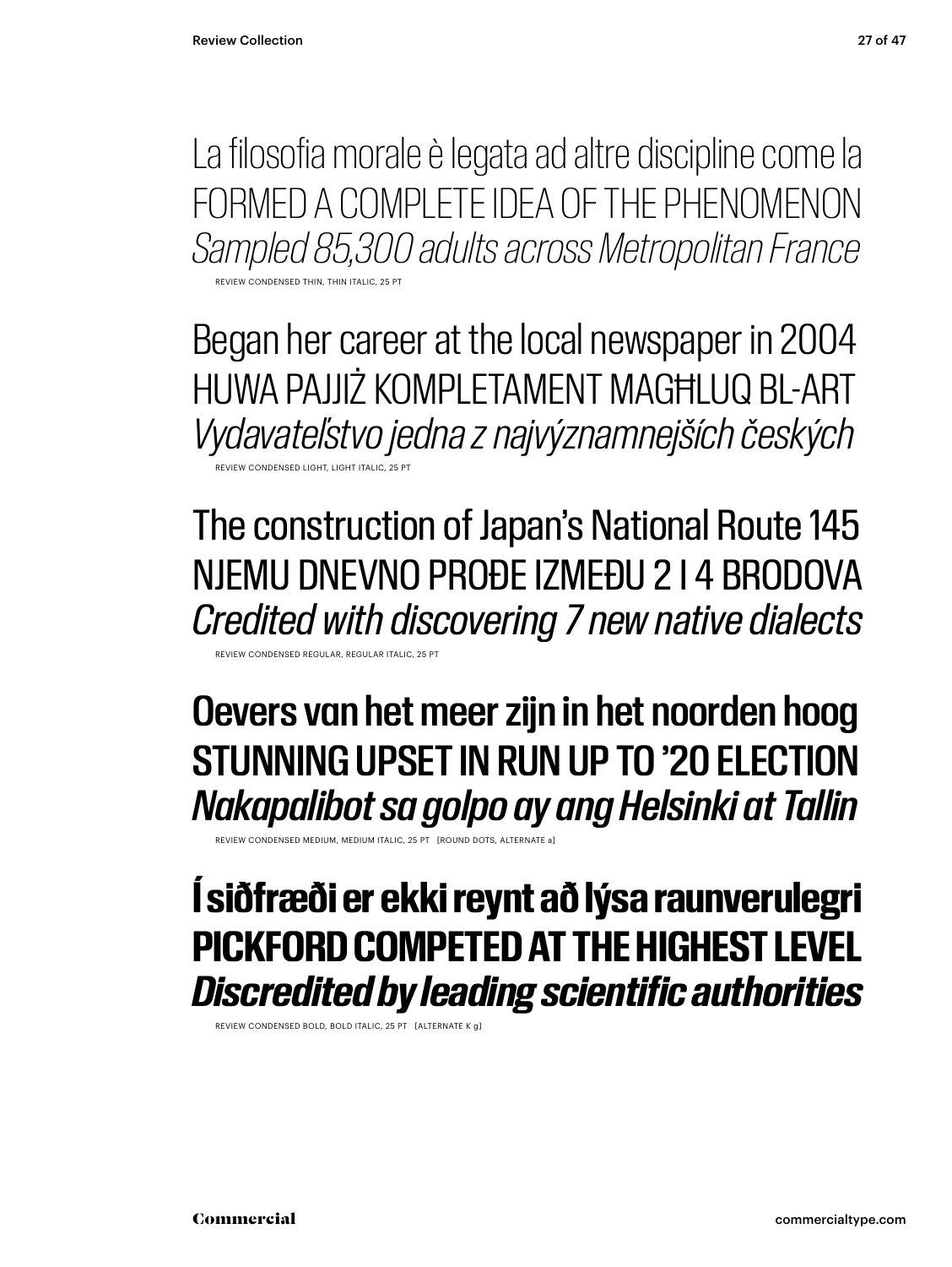La filosofia morale è legata ad altre discipline come la
FORMED A COMPLETE IDEA OF THE PHENOMENON
*Sampled 85,300 adults across Metropolitan France*

REVIEW CONDENSED THIN, THIN ITALIC, 25 PT

Began her career at the local newspaper in 2004
HUWA PAJJIŻ KOMPLETAMENT MAGĦLUQ BL-ART
*Vydavateľstvo jedna z najvýznamnejších českých*

REVIEW CONDENSED LIGHT, LIGHT ITALIC, 25 PT

The construction of Japan's National Route 145
NJEMU DNEVNO PROĐE IZMEĐU 2 I 4 BRODOVA
*Credited with discovering 7 new native dialects*

REVIEW CONDENSED REGULAR, REGULAR ITALIC, 25 PT

Oevers van het meer zijn in het noorden hoog
STUNNING UPSET IN RUN UP TO '20 ELECTION
*Nakapalibot sa golpo ay ang Helsinki at Tallin*

REVIEW CONDENSED MEDIUM, MEDIUM ITALIC, 25 PT [ROUND DOTS, ALTERNATE a]

**Í siðfræði er ekki reynt að lýsa raunverulegri**
**PICKFORD COMPETED AT THE HIGHEST LEVEL**
***Discredited by leading scientific authorities***

REVIEW CONDENSED BOLD, BOLD ITALIC, 25 PT [ALTERNATE K g]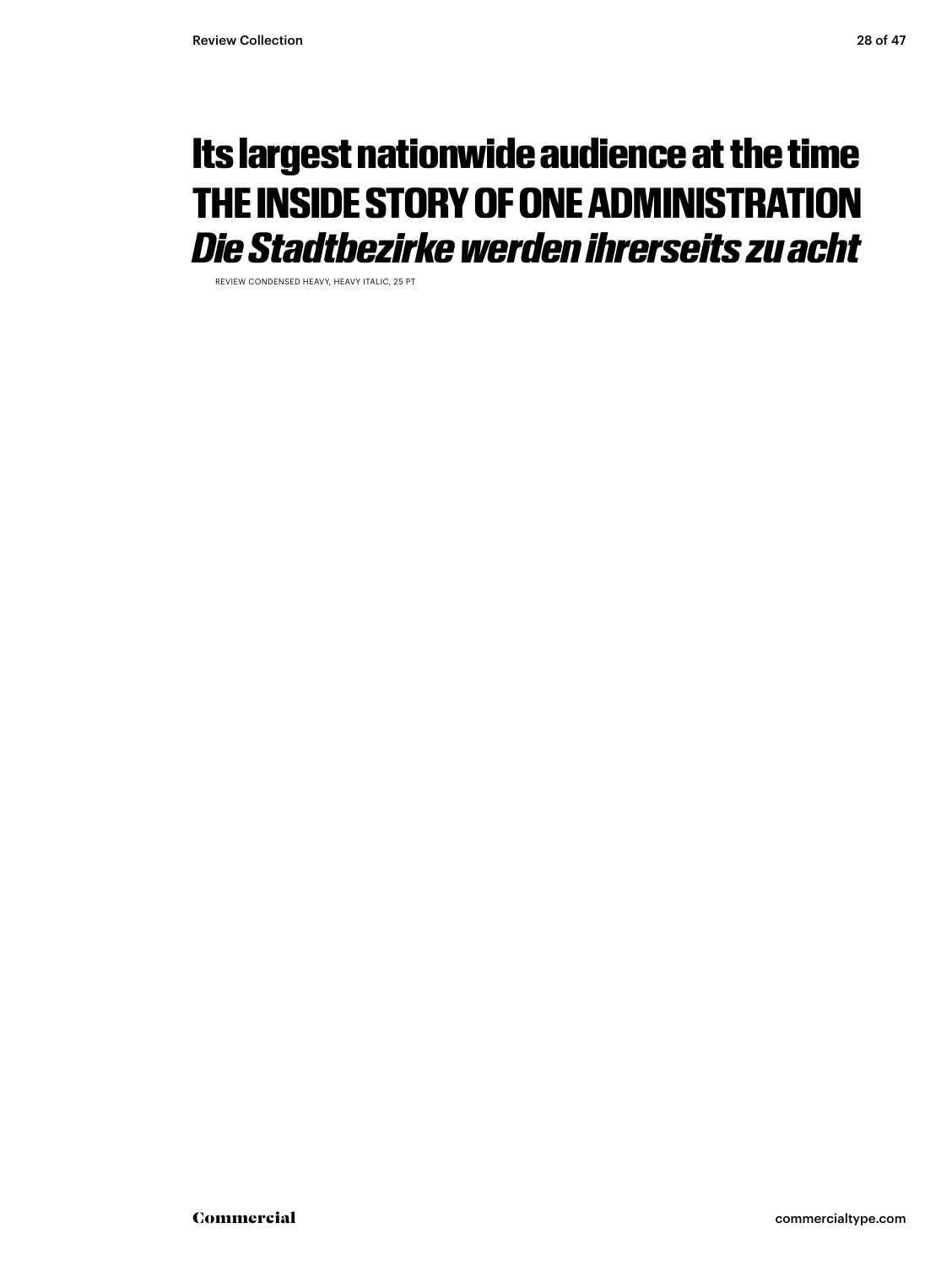**Its largest nationwide audience at the time**
**THE INSIDE STORY OF ONE ADMINISTRATION**
***Die Stadtbezirke werden ihrerseits zu acht***

REVIEW CONDENSED HEAVY, HEAVY ITALIC, 25 PT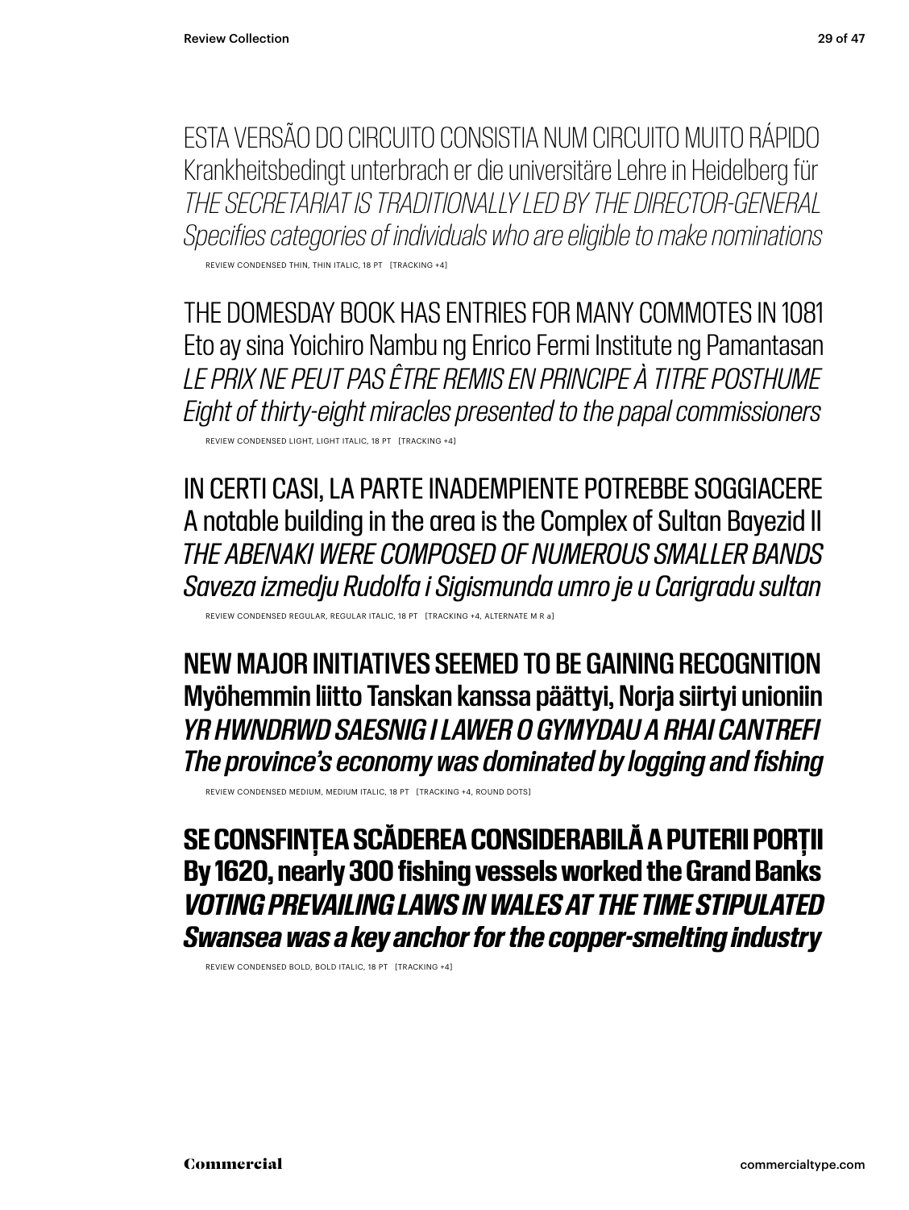ESTA VERSÃO DO CIRCUITO CONSISTIA NUM CIRCUITO MUITO RÁPIDO
Krankheitsbedingt unterbrach er die universitäre Lehre in Heidelberg für
*THE SECRETARIAT IS TRADITIONALLY LED BY THE DIRECTOR-GENERAL*
*Specifies categories of individuals who are eligible to make nominations*

REVIEW CONDENSED THIN, THIN ITALIC, 18 PT [TRACKING +4]

THE DOMESDAY BOOK HAS ENTRIES FOR MANY COMMOTES IN 1081
Eto ay sina Yoichiro Nambu ng Enrico Fermi Institute ng Pamantasan
*LE PRIX NE PEUT PAS ÊTRE REMIS EN PRINCIPE À TITRE POSTHUME*
*Eight of thirty-eight miracles presented to the papal commissioners*

REVIEW CONDENSED LIGHT, LIGHT ITALIC, 18 PT [TRACKING +4]

IN CERTI CASI, LA PARTE INADEMPIENTE POTREBBE SOGGIACERE
A notable building in the area is the Complex of Sultan Bayezid II
*THE ABENAKI WERE COMPOSED OF NUMEROUS SMALLER BANDS*
*Saveza izmedju Rudolfa i Sigismunda umro je u Carigradu sultan*

REVIEW CONDENSED REGULAR, REGULAR ITALIC, 18 PT [TRACKING +4, ALTERNATE M R a]

NEW MAJOR INITIATIVES SEEMED TO BE GAINING RECOGNITION
Myöhemmin liitto Tanskan kanssa päättyi, Norja siirtyi unioniin
*YR HWNDRWD SAESNIG I LAWER O GYMYDAU A RHAI CANTREFI*
*The province's economy was dominated by logging and fishing*

REVIEW CONDENSED MEDIUM, MEDIUM ITALIC, 18 PT [TRACKING +4, ROUND DOTS]

**SE CONSFINȚEA SCĂDEREA CONSIDERABILĂ A PUTERII PORȚII**
**By 1620, nearly 300 fishing vessels worked the Grand Banks**
***VOTING PREVAILING LAWS IN WALES AT THE TIME STIPULATED***
***Swansea was a key anchor for the copper-smelting industry***

REVIEW CONDENSED BOLD, BOLD ITALIC, 18 PT [TRACKING +4]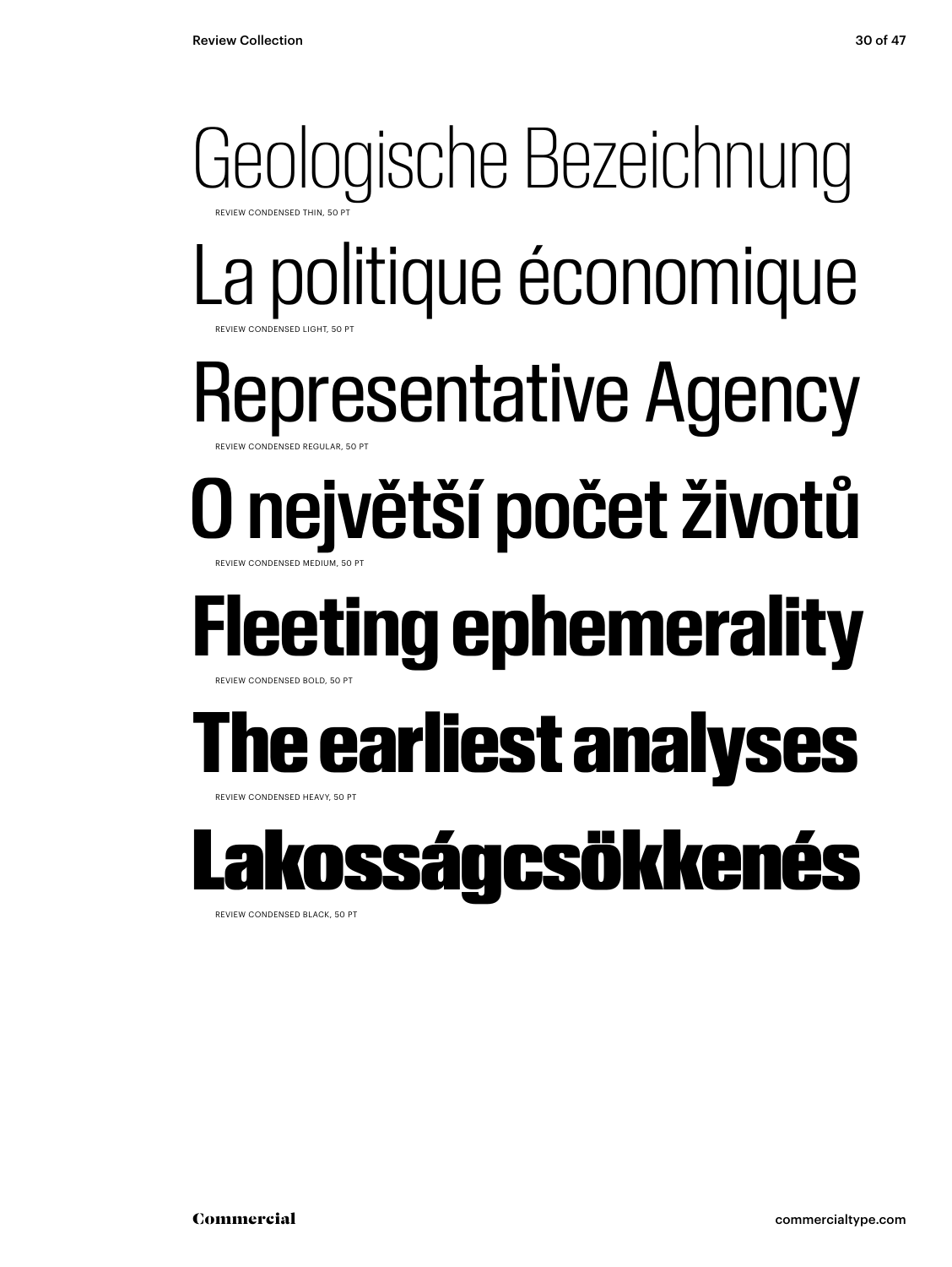Geologische Bezeichnung

REVIEW CONDENSED THIN, 50 PT

La politique économique

REVIEW CONDENSED LIGHT, 50 PT

Representative Agency

REVIEW CONDENSED REGULAR, 50 PT

O největší počet životů

REVIEW CONDENSED MEDIUM, 50 PT

**Fleeting ephemerality**

REVIEW CONDENSED BOLD, 50 PT

**The earliest analyses**

REVIEW CONDENSED HEAVY, 50 PT

**Lakosságcsökkenés**

REVIEW CONDENSED BLACK, 50 PT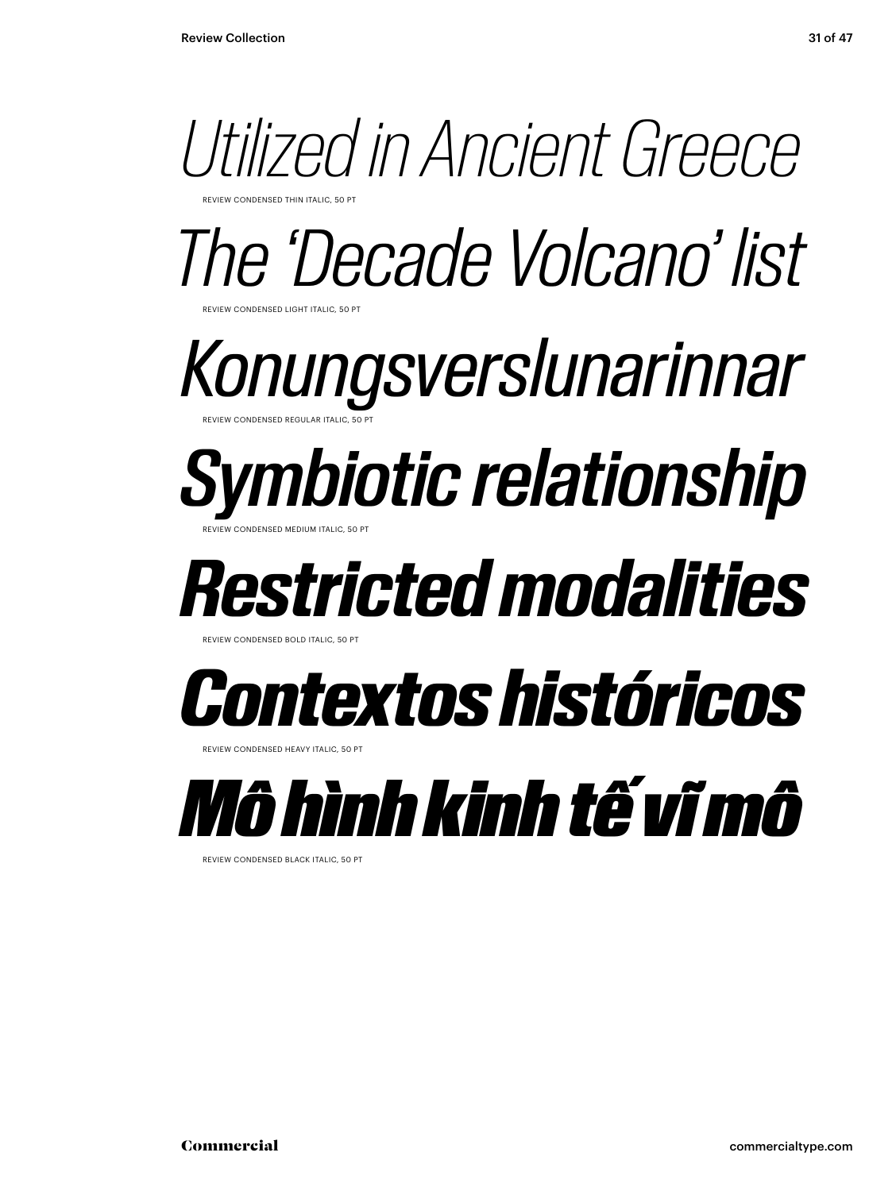*Utilized in Ancient Greece*

REVIEW CONDENSED THIN ITALIC, 50 PT

*The 'Decade Volcano' list*

REVIEW CONDENSED LIGHT ITALIC, 50 PT

*Konungsverslunarinnar*

REVIEW CONDENSED REGULAR ITALIC, 50 PT

***Symbiotic relationship***

REVIEW CONDENSED MEDIUM ITALIC, 50 PT

***Restricted modalities***

REVIEW CONDENSED BOLD ITALIC, 50 PT

***Contextos históricos***

REVIEW CONDENSED HEAVY ITALIC, 50 PT

***Mô hình kinh tế vĩ mô***

REVIEW CONDENSED BLACK ITALIC, 50 PT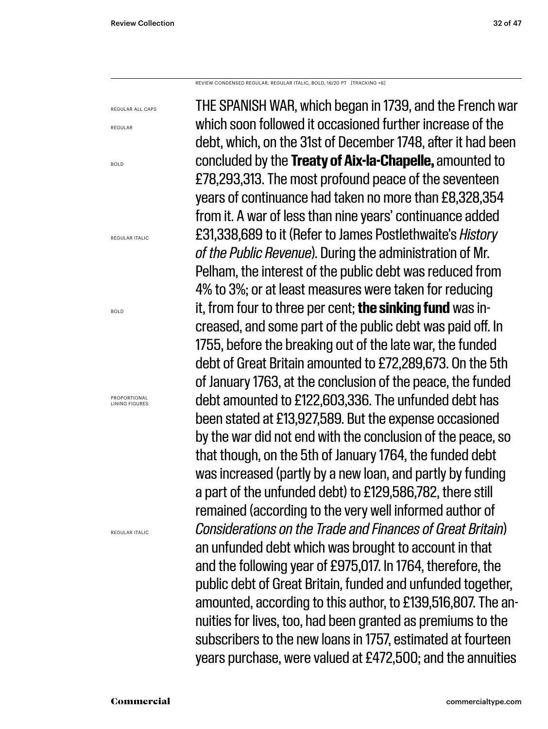REVIEW CONDENSED REGULAR, REGULAR ITALIC, BOLD, 16/20 PT [TRACKING +6]

REGULAR ALL CAPS

REGULAR

BOLD

REGULAR ITALIC

BOLD

PROPORTIONAL LINING FIGURES

REGULAR ITALIC

THE SPANISH WAR, which began in 1739, and the French war which soon followed it occasioned further increase of the debt, which, on the 31st of December 1748, after it had been concluded by the **Treaty of Aix-la-Chapelle,** amounted to £78,293,313. The most profound peace of the seventeen years of continuance had taken no more than £8,328,354 from it. A war of less than nine years' continuance added £31,338,689 to it (Refer to James Postlethwaite's *History of the Public Revenue*). During the administration of Mr. Pelham, the interest of the public debt was reduced from 4% to 3%; or at least measures were taken for reducing it, from four to three per cent; **the sinking fund** was increased, and some part of the public debt was paid off. In 1755, before the breaking out of the late war, the funded debt of Great Britain amounted to £72,289,673. On the 5th of January 1763, at the conclusion of the peace, the funded debt amounted to £122,603,336. The unfunded debt has been stated at £13,927,589. But the expense occasioned by the war did not end with the conclusion of the peace, so that though, on the 5th of January 1764, the funded debt was increased (partly by a new loan, and partly by funding a part of the unfunded debt) to £129,586,782, there still remained (according to the very well informed author of *Considerations on the Trade and Finances of Great Britain*) an unfunded debt which was brought to account in that and the following year of £975,017. In 1764, therefore, the public debt of Great Britain, funded and unfunded together, amounted, according to this author, to £139,516,807. The annuities for lives, too, had been granted as premiums to the subscribers to the new loans in 1757, estimated at fourteen years purchase, were valued at £472,500; and the annuities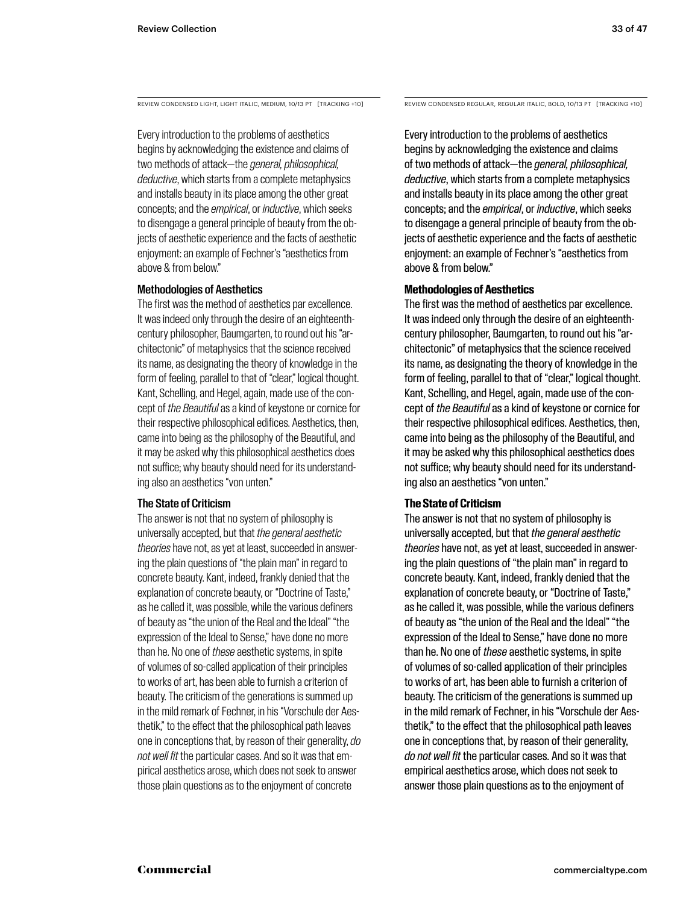REVIEW CONDENSED LIGHT, LIGHT ITALIC, MEDIUM, 10/13 PT [TRACKING +10]

Every introduction to the problems of aesthetics begins by acknowledging the existence and claims of two methods of attack—the *general, philosophical, deductive*, which starts from a complete metaphysics and installs beauty in its place among the other great concepts; and the *empirical*, or *inductive*, which seeks to disengage a general principle of beauty from the objects of aesthetic experience and the facts of aesthetic enjoyment: an example of Fechner's "aesthetics from above & from below."

### Methodologies of Aesthetics

The first was the method of aesthetics par excellence. It was indeed only through the desire of an eighteenth-century philosopher, Baumgarten, to round out his "architectonic" of metaphysics that the science received its name, as designating the theory of knowledge in the form of feeling, parallel to that of "clear," logical thought. Kant, Schelling, and Hegel, again, made use of the concept of *the Beautiful* as a kind of keystone or cornice for their respective philosophical edifices. Aesthetics, then, came into being as the philosophy of the Beautiful, and it may be asked why this philosophical aesthetics does not suffice; why beauty should need for its understanding also an aesthetics "von unten."

### The State of Criticism

The answer is not that no system of philosophy is universally accepted, but that *the general aesthetic theories* have not, as yet at least, succeeded in answering the plain questions of "the plain man" in regard to concrete beauty. Kant, indeed, frankly denied that the explanation of concrete beauty, or "Doctrine of Taste," as he called it, was possible, while the various definers of beauty as "the union of the Real and the Ideal" "the expression of the Ideal to Sense," have done no more than he. No one of *these* aesthetic systems, in spite of volumes of so-called application of their principles to works of art, has been able to furnish a criterion of beauty. The criticism of the generations is summed up in the mild remark of Fechner, in his "Vorschule der Aesthetik," to the effect that the philosophical path leaves one in conceptions that, by reason of their generality, *do not well fit* the particular cases. And so it was that empirical aesthetics arose, which does not seek to answer those plain questions as to the enjoyment of concrete

REVIEW CONDENSED REGULAR, REGULAR ITALIC, BOLD, 10/13 PT [TRACKING +10]

Every introduction to the problems of aesthetics begins by acknowledging the existence and claims of two methods of attack—the *general, philosophical, deductive*, which starts from a complete metaphysics and installs beauty in its place among the other great concepts; and the *empirical*, or *inductive*, which seeks to disengage a general principle of beauty from the objects of aesthetic experience and the facts of aesthetic enjoyment: an example of Fechner's "aesthetics from above & from below."

### Methodologies of Aesthetics

The first was the method of aesthetics par excellence. It was indeed only through the desire of an eighteenth-century philosopher, Baumgarten, to round out his "architectonic" of metaphysics that the science received its name, as designating the theory of knowledge in the form of feeling, parallel to that of "clear," logical thought. Kant, Schelling, and Hegel, again, made use of the concept of *the Beautiful* as a kind of keystone or cornice for their respective philosophical edifices. Aesthetics, then, came into being as the philosophy of the Beautiful, and it may be asked why this philosophical aesthetics does not suffice; why beauty should need for its understanding also an aesthetics "von unten."

### The State of Criticism

The answer is not that no system of philosophy is universally accepted, but that *the general aesthetic theories* have not, as yet at least, succeeded in answering the plain questions of "the plain man" in regard to concrete beauty. Kant, indeed, frankly denied that the explanation of concrete beauty, or "Doctrine of Taste," as he called it, was possible, while the various definers of beauty as "the union of the Real and the Ideal" "the expression of the Ideal to Sense," have done no more than he. No one of *these* aesthetic systems, in spite of volumes of so-called application of their principles to works of art, has been able to furnish a criterion of beauty. The criticism of the generations is summed up in the mild remark of Fechner, in his "Vorschule der Aesthetik," to the effect that the philosophical path leaves one in conceptions that, by reason of their generality, *do not well fit* the particular cases. And so it was that empirical aesthetics arose, which does not seek to answer those plain questions as to the enjoyment of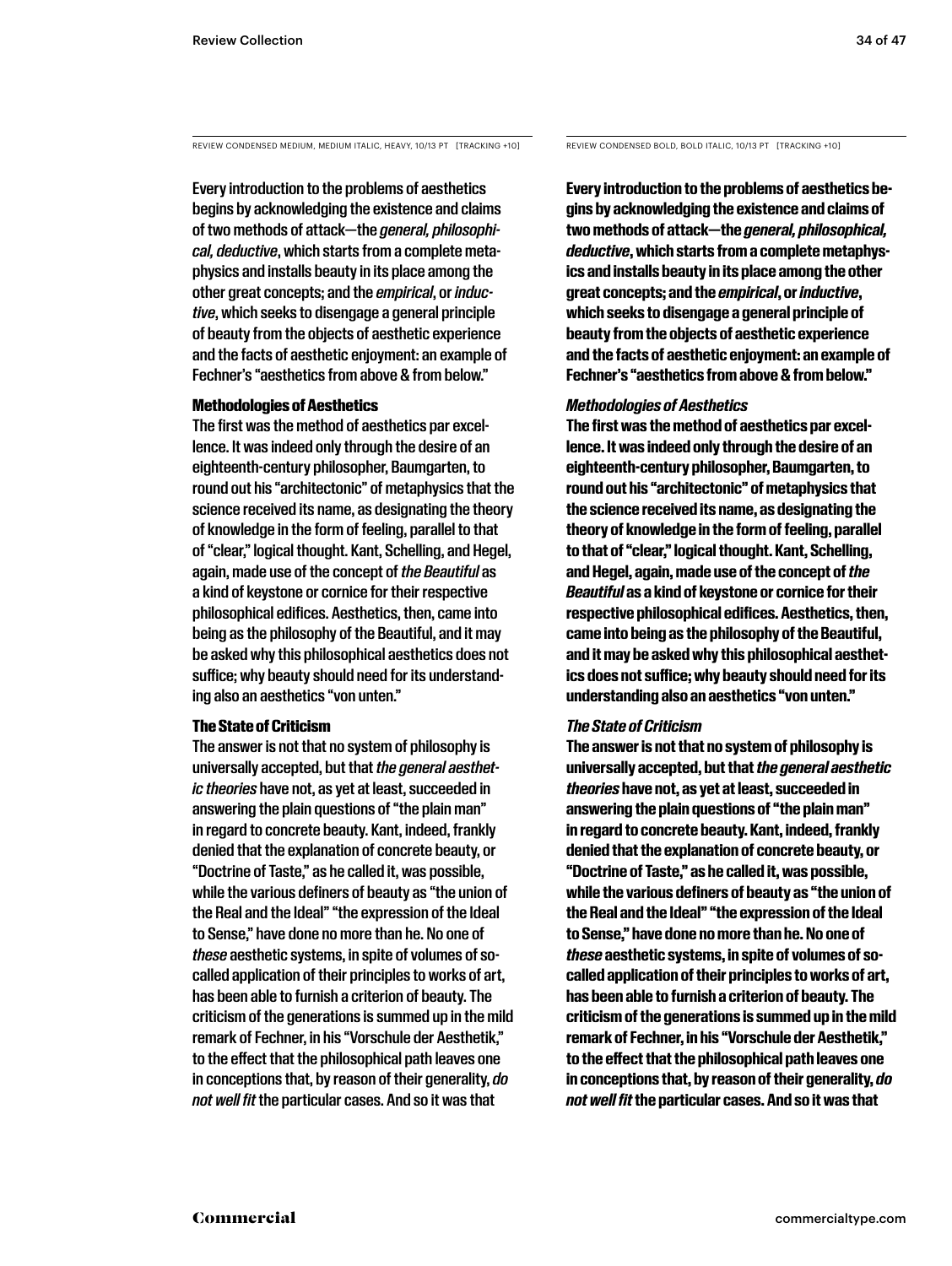REVIEW CONDENSED MEDIUM, MEDIUM ITALIC, HEAVY, 10/13 PT [TRACKING +10]

Every introduction to the problems of aesthetics begins by acknowledging the existence and claims of two methods of attack—the *general, philosophical, deductive*, which starts from a complete metaphysics and installs beauty in its place among the other great concepts; and the *empirical*, or *inductive*, which seeks to disengage a general principle of beauty from the objects of aesthetic experience and the facts of aesthetic enjoyment: an example of Fechner's "aesthetics from above & from below."

**Methodologies of Aesthetics**

The first was the method of aesthetics par excellence. It was indeed only through the desire of an eighteenth-century philosopher, Baumgarten, to round out his "architectonic" of metaphysics that the science received its name, as designating the theory of knowledge in the form of feeling, parallel to that of "clear," logical thought. Kant, Schelling, and Hegel, again, made use of the concept of *the Beautiful* as a kind of keystone or cornice for their respective philosophical edifices. Aesthetics, then, came into being as the philosophy of the Beautiful, and it may be asked why this philosophical aesthetics does not suffice; why beauty should need for its understanding also an aesthetics "von unten."

**The State of Criticism**

The answer is not that no system of philosophy is universally accepted, but that *the general aesthetic theories* have not, as yet at least, succeeded in answering the plain questions of "the plain man" in regard to concrete beauty. Kant, indeed, frankly denied that the explanation of concrete beauty, or "Doctrine of Taste," as he called it, was possible, while the various definers of beauty as "the union of the Real and the Ideal" "the expression of the Ideal to Sense," have done no more than he. No one of *these* aesthetic systems, in spite of volumes of so-called application of their principles to works of art, has been able to furnish a criterion of beauty. The criticism of the generations is summed up in the mild remark of Fechner, in his "Vorschule der Aesthetik," to the effect that the philosophical path leaves one in conceptions that, by reason of their generality, *do not well fit* the particular cases. And so it was that

REVIEW CONDENSED BOLD, BOLD ITALIC, 10/13 PT [TRACKING +10]

**Every introduction to the problems of aesthetics begins by acknowledging the existence and claims of two methods of attack—the *general, philosophical, deductive*, which starts from a complete metaphysics and installs beauty in its place among the other great concepts; and the *empirical*, or *inductive*, which seeks to disengage a general principle of beauty from the objects of aesthetic experience and the facts of aesthetic enjoyment: an example of Fechner's "aesthetics from above & from below."**

***Methodologies of Aesthetics***

**The first was the method of aesthetics par excellence. It was indeed only through the desire of an eighteenth-century philosopher, Baumgarten, to round out his "architectonic" of metaphysics that the science received its name, as designating the theory of knowledge in the form of feeling, parallel to that of "clear," logical thought. Kant, Schelling, and Hegel, again, made use of the concept of *the Beautiful* as a kind of keystone or cornice for their respective philosophical edifices. Aesthetics, then, came into being as the philosophy of the Beautiful, and it may be asked why this philosophical aesthetics does not suffice; why beauty should need for its understanding also an aesthetics "von unten."**

***The State of Criticism***

**The answer is not that no system of philosophy is universally accepted, but that *the general aesthetic theories* have not, as yet at least, succeeded in answering the plain questions of "the plain man" in regard to concrete beauty. Kant, indeed, frankly denied that the explanation of concrete beauty, or "Doctrine of Taste," as he called it, was possible, while the various definers of beauty as "the union of the Real and the Ideal" "the expression of the Ideal to Sense," have done no more than he. No one of *these* aesthetic systems, in spite of volumes of so-called application of their principles to works of art, has been able to furnish a criterion of beauty. The criticism of the generations is summed up in the mild remark of Fechner, in his "Vorschule der Aesthetik," to the effect that the philosophical path leaves one in conceptions that, by reason of their generality, *do not well fit* the particular cases. And so it was that**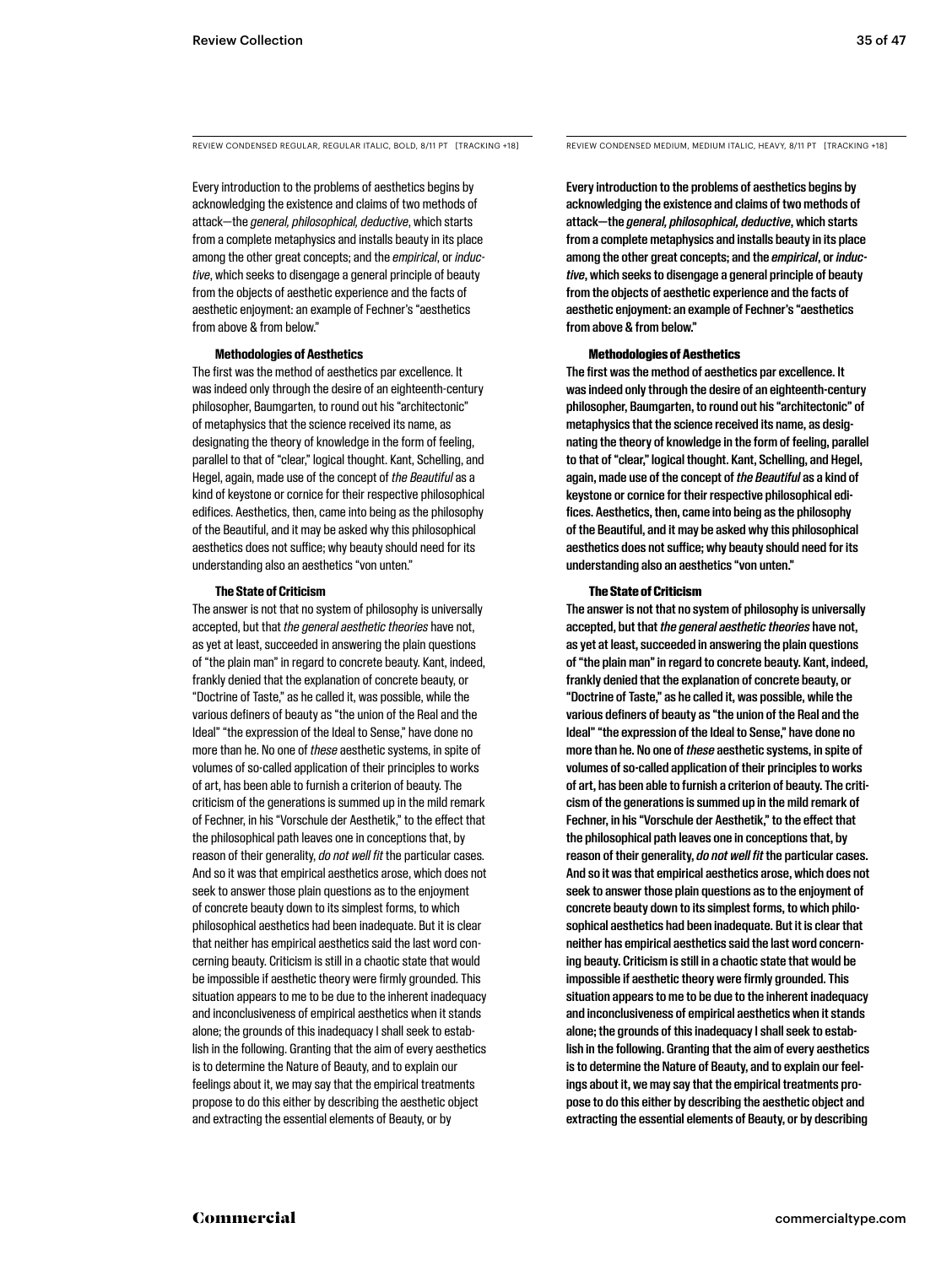REVIEW CONDENSED REGULAR, REGULAR ITALIC, BOLD, 8/11 PT [TRACKING +18]

Every introduction to the problems of aesthetics begins by acknowledging the existence and claims of two methods of attack—the *general, philosophical, deductive*, which starts from a complete metaphysics and installs beauty in its place among the other great concepts; and the *empirical*, or *inductive*, which seeks to disengage a general principle of beauty from the objects of aesthetic experience and the facts of aesthetic enjoyment: an example of Fechner's "aesthetics from above & from below."

**Methodologies of Aesthetics**

The first was the method of aesthetics par excellence. It was indeed only through the desire of an eighteenth-century philosopher, Baumgarten, to round out his "architectonic" of metaphysics that the science received its name, as designating the theory of knowledge in the form of feeling, parallel to that of "clear," logical thought. Kant, Schelling, and Hegel, again, made use of the concept of *the Beautiful* as a kind of keystone or cornice for their respective philosophical edifices. Aesthetics, then, came into being as the philosophy of the Beautiful, and it may be asked why this philosophical aesthetics does not suffice; why beauty should need for its understanding also an aesthetics "von unten."

**The State of Criticism**

The answer is not that no system of philosophy is universally accepted, but that *the general aesthetic theories* have not, as yet at least, succeeded in answering the plain questions of "the plain man" in regard to concrete beauty. Kant, indeed, frankly denied that the explanation of concrete beauty, or "Doctrine of Taste," as he called it, was possible, while the various definers of beauty as "the union of the Real and the Ideal" "the expression of the Ideal to Sense," have done no more than he. No one of *these* aesthetic systems, in spite of volumes of so-called application of their principles to works of art, has been able to furnish a criterion of beauty. The criticism of the generations is summed up in the mild remark of Fechner, in his "Vorschule der Aesthetik," to the effect that the philosophical path leaves one in conceptions that, by reason of their generality, *do not well fit* the particular cases. And so it was that empirical aesthetics arose, which does not seek to answer those plain questions as to the enjoyment of concrete beauty down to its simplest forms, to which philosophical aesthetics had been inadequate. But it is clear that neither has empirical aesthetics said the last word concerning beauty. Criticism is still in a chaotic state that would be impossible if aesthetic theory were firmly grounded. This situation appears to me to be due to the inherent inadequacy and inconclusiveness of empirical aesthetics when it stands alone; the grounds of this inadequacy I shall seek to establish in the following. Granting that the aim of every aesthetics is to determine the Nature of Beauty, and to explain our feelings about it, we may say that the empirical treatments propose to do this either by describing the aesthetic object and extracting the essential elements of Beauty, or by

REVIEW CONDENSED MEDIUM, MEDIUM ITALIC, HEAVY, 8/11 PT [TRACKING +18]

Every introduction to the problems of aesthetics begins by acknowledging the existence and claims of two methods of attack—the *general, philosophical, deductive*, which starts from a complete metaphysics and installs beauty in its place among the other great concepts; and the *empirical*, or *inductive*, which seeks to disengage a general principle of beauty from the objects of aesthetic experience and the facts of aesthetic enjoyment: an example of Fechner's "aesthetics from above & from below."

**Methodologies of Aesthetics**

The first was the method of aesthetics par excellence. It was indeed only through the desire of an eighteenth-century philosopher, Baumgarten, to round out his "architectonic" of metaphysics that the science received its name, as designating the theory of knowledge in the form of feeling, parallel to that of "clear," logical thought. Kant, Schelling, and Hegel, again, made use of the concept of *the Beautiful* as a kind of keystone or cornice for their respective philosophical edifices. Aesthetics, then, came into being as the philosophy of the Beautiful, and it may be asked why this philosophical aesthetics does not suffice; why beauty should need for its understanding also an aesthetics "von unten."

**The State of Criticism**

The answer is not that no system of philosophy is universally accepted, but that *the general aesthetic theories* have not, as yet at least, succeeded in answering the plain questions of "the plain man" in regard to concrete beauty. Kant, indeed, frankly denied that the explanation of concrete beauty, or "Doctrine of Taste," as he called it, was possible, while the various definers of beauty as "the union of the Real and the Ideal" "the expression of the Ideal to Sense," have done no more than he. No one of *these* aesthetic systems, in spite of volumes of so-called application of their principles to works of art, has been able to furnish a criterion of beauty. The criticism of the generations is summed up in the mild remark of Fechner, in his "Vorschule der Aesthetik," to the effect that the philosophical path leaves one in conceptions that, by reason of their generality, *do not well fit* the particular cases. And so it was that empirical aesthetics arose, which does not seek to answer those plain questions as to the enjoyment of concrete beauty down to its simplest forms, to which philosophical aesthetics had been inadequate. But it is clear that neither has empirical aesthetics said the last word concerning beauty. Criticism is still in a chaotic state that would be impossible if aesthetic theory were firmly grounded. This situation appears to me to be due to the inherent inadequacy and inconclusiveness of empirical aesthetics when it stands alone; the grounds of this inadequacy I shall seek to establish in the following. Granting that the aim of every aesthetics is to determine the Nature of Beauty, and to explain our feelings about it, we may say that the empirical treatments propose to do this either by describing the aesthetic object and extracting the essential elements of Beauty, or by describing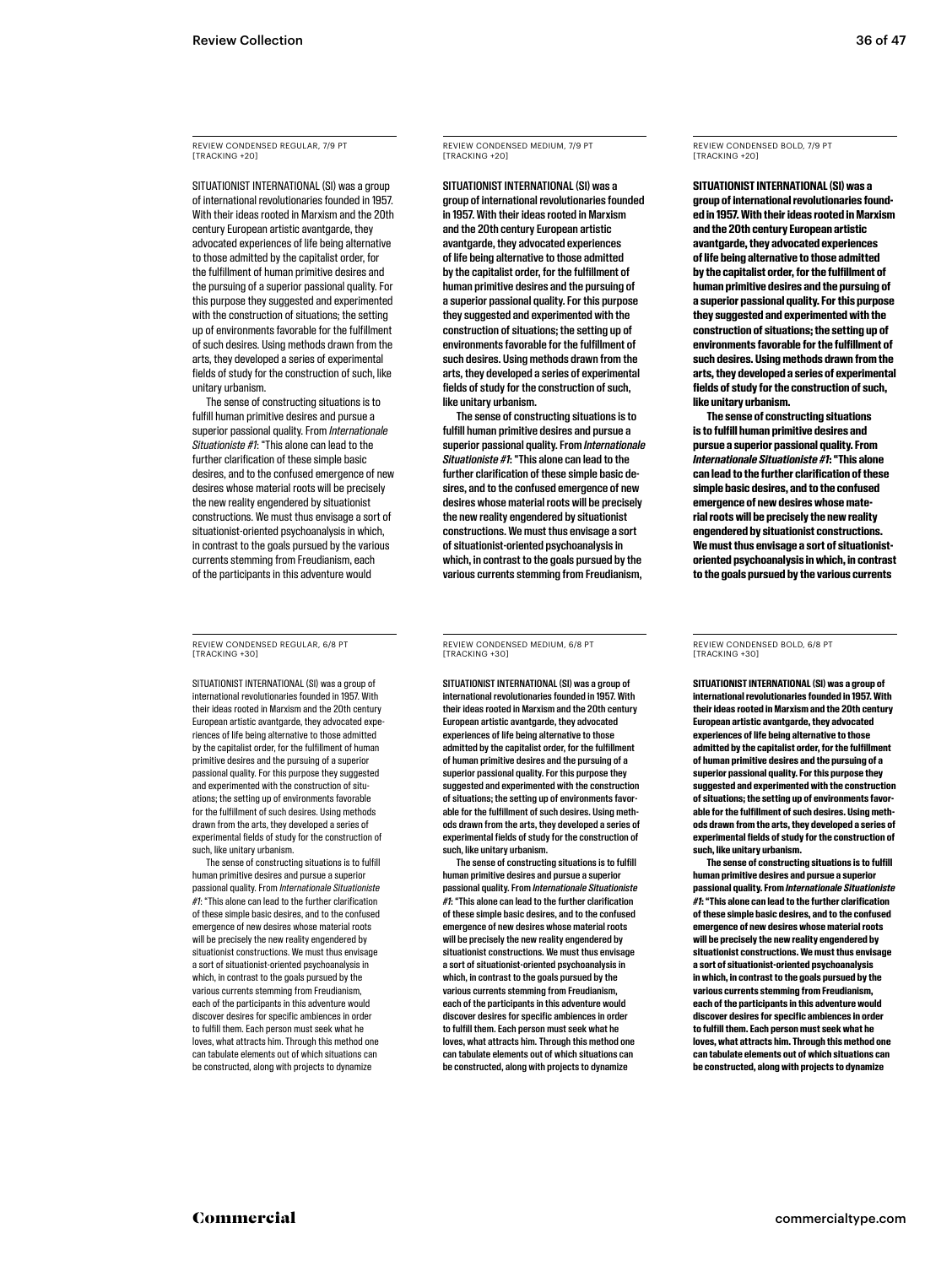REVIEW CONDENSED REGULAR, 7/9 PT [TRACKING +20]

SITUATIONIST INTERNATIONAL (SI) was a group of international revolutionaries founded in 1957. With their ideas rooted in Marxism and the 20th century European artistic avantgarde, they advocated experiences of life being alternative to those admitted by the capitalist order, for the fulfillment of human primitive desires and the pursuing of a superior passional quality. For this purpose they suggested and experimented with the construction of situations; the setting up of environments favorable for the fulfillment of such desires. Using methods drawn from the arts, they developed a series of experimental fields of study for the construction of such, like unitary urbanism.

The sense of constructing situations is to fulfill human primitive desires and pursue a superior passional quality. From *Internationale Situationiste #1*: "This alone can lead to the further clarification of these simple basic desires, and to the confused emergence of new desires whose material roots will be precisely the new reality engendered by situationist constructions. We must thus envisage a sort of situationist-oriented psychoanalysis in which, in contrast to the goals pursued by the various currents stemming from Freudianism, each of the participants in this adventure would

REVIEW CONDENSED MEDIUM, 7/9 PT [TRACKING +20]

SITUATIONIST INTERNATIONAL (SI) was a group of international revolutionaries founded in 1957. With their ideas rooted in Marxism and the 20th century European artistic avantgarde, they advocated experiences of life being alternative to those admitted by the capitalist order, for the fulfillment of human primitive desires and the pursuing of a superior passional quality. For this purpose they suggested and experimented with the construction of situations; the setting up of environments favorable for the fulfillment of such desires. Using methods drawn from the arts, they developed a series of experimental fields of study for the construction of such, like unitary urbanism.

The sense of constructing situations is to fulfill human primitive desires and pursue a superior passional quality. From *Internationale Situationiste #1*: "This alone can lead to the further clarification of these simple basic desires, and to the confused emergence of new desires whose material roots will be precisely the new reality engendered by situationist constructions. We must thus envisage a sort of situationist-oriented psychoanalysis in which, in contrast to the goals pursued by the various currents stemming from Freudianism,

REVIEW CONDENSED BOLD, 7/9 PT [TRACKING +20]

**SITUATIONIST INTERNATIONAL (SI) was a group of international revolutionaries founded in 1957. With their ideas rooted in Marxism and the 20th century European artistic avantgarde, they advocated experiences of life being alternative to those admitted by the capitalist order, for the fulfillment of human primitive desires and the pursuing of a superior passional quality. For this purpose they suggested and experimented with the construction of situations; the setting up of environments favorable for the fulfillment of such desires. Using methods drawn from the arts, they developed a series of experimental fields of study for the construction of such, like unitary urbanism.**

**The sense of constructing situations is to fulfill human primitive desires and pursue a superior passional quality. From *Internationale Situationiste #1*: "This alone can lead to the further clarification of these simple basic desires, and to the confused emergence of new desires whose material roots will be precisely the new reality engendered by situationist constructions. We must thus envisage a sort of situationist-oriented psychoanalysis in which, in contrast to the goals pursued by the various currents**

REVIEW CONDENSED REGULAR, 6/8 PT [TRACKING +30]

SITUATIONIST INTERNATIONAL (SI) was a group of international revolutionaries founded in 1957. With their ideas rooted in Marxism and the 20th century European artistic avantgarde, they advocated experiences of life being alternative to those admitted by the capitalist order, for the fulfillment of human primitive desires and the pursuing of a superior passional quality. For this purpose they suggested and experimented with the construction of situations; the setting up of environments favorable for the fulfillment of such desires. Using methods drawn from the arts, they developed a series of experimental fields of study for the construction of such, like unitary urbanism.

The sense of constructing situations is to fulfill human primitive desires and pursue a superior passional quality. From *Internationale Situationiste #1*: "This alone can lead to the further clarification of these simple basic desires, and to the confused emergence of new desires whose material roots will be precisely the new reality engendered by situationist constructions. We must thus envisage a sort of situationist-oriented psychoanalysis in which, in contrast to the goals pursued by the various currents stemming from Freudianism, each of the participants in this adventure would discover desires for specific ambiences in order to fulfill them. Each person must seek what he loves, what attracts him. Through this method one can tabulate elements out of which situations can be constructed, along with projects to dynamize

REVIEW CONDENSED MEDIUM, 6/8 PT [TRACKING +30]

SITUATIONIST INTERNATIONAL (SI) was a group of international revolutionaries founded in 1957. With their ideas rooted in Marxism and the 20th century European artistic avantgarde, they advocated experiences of life being alternative to those admitted by the capitalist order, for the fulfillment of human primitive desires and the pursuing of a superior passional quality. For this purpose they suggested and experimented with the construction of situations; the setting up of environments favorable for the fulfillment of such desires. Using methods drawn from the arts, they developed a series of experimental fields of study for the construction of such, like unitary urbanism.

The sense of constructing situations is to fulfill human primitive desires and pursue a superior passional quality. From *Internationale Situationiste #1*: "This alone can lead to the further clarification of these simple basic desires, and to the confused emergence of new desires whose material roots will be precisely the new reality engendered by situationist constructions. We must thus envisage a sort of situationist-oriented psychoanalysis in which, in contrast to the goals pursued by the various currents stemming from Freudianism, each of the participants in this adventure would discover desires for specific ambiences in order to fulfill them. Each person must seek what he loves, what attracts him. Through this method one can tabulate elements out of which situations can be constructed, along with projects to dynamize

REVIEW CONDENSED BOLD, 6/8 PT [TRACKING +30]

**SITUATIONIST INTERNATIONAL (SI) was a group of international revolutionaries founded in 1957. With their ideas rooted in Marxism and the 20th century European artistic avantgarde, they advocated experiences of life being alternative to those admitted by the capitalist order, for the fulfillment of human primitive desires and the pursuing of a superior passional quality. For this purpose they suggested and experimented with the construction of situations; the setting up of environments favorable for the fulfillment of such desires. Using methods drawn from the arts, they developed a series of experimental fields of study for the construction of such, like unitary urbanism.**

**The sense of constructing situations is to fulfill human primitive desires and pursue a superior passional quality. From *Internationale Situationiste #1*: "This alone can lead to the further clarification of these simple basic desires, and to the confused emergence of new desires whose material roots will be precisely the new reality engendered by situationist constructions. We must thus envisage a sort of situationist-oriented psychoanalysis in which, in contrast to the goals pursued by the various currents stemming from Freudianism, each of the participants in this adventure would discover desires for specific ambiences in order to fulfill them. Each person must seek what he loves, what attracts him. Through this method one can tabulate elements out of which situations can be constructed, along with projects to dynamize**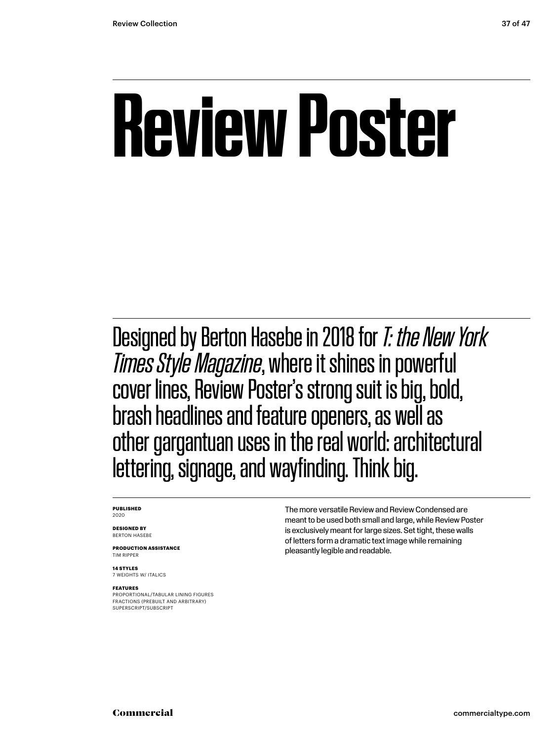# Review Poster

Designed by Berton Hasebe in 2018 for *T: the New York Times Style Magazine*, where it shines in powerful cover lines, Review Poster's strong suit is big, bold, brash headlines and feature openers, as well as other gargantuan uses in the real world: architectural lettering, signage, and wayfinding. Think big.

**PUBLISHED**
2020

**DESIGNED BY**
BERTON HASEBE

**PRODUCTION ASSISTANCE**
TIM RIPPER

**14 STYLES**
7 WEIGHTS W/ ITALICS

**FEATURES**
PROPORTIONAL/TABULAR LINING FIGURES
FRACTIONS (PREBUILT AND ARBITRARY)
SUPERSCRIPT/SUBSCRIPT

The more versatile Review and Review Condensed are meant to be used both small and large, while Review Poster is exclusively meant for large sizes. Set tight, these walls of letters form a dramatic text image while remaining pleasantly legible and readable.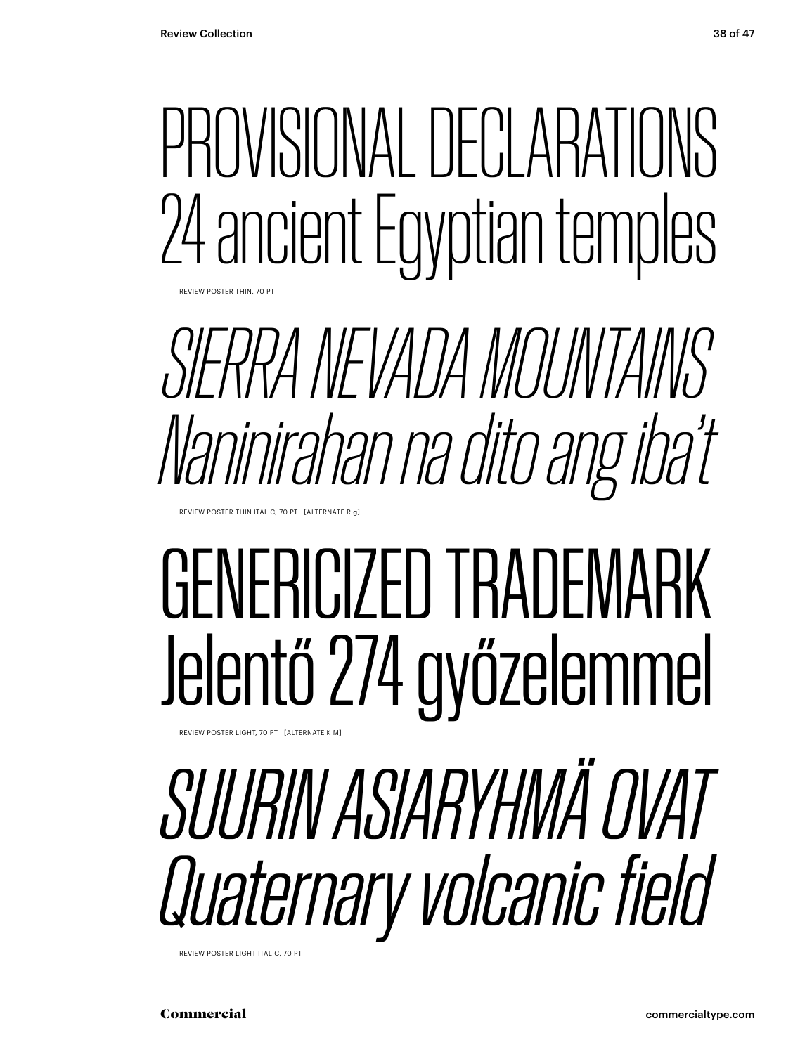PROVISIONAL DECLARATIONS
24 ancient Egyptian temples

REVIEW POSTER THIN, 70 PT

*SIERRA NEVADA MOUNTAINS*
*Naninirahan na dito ang iba't*

REVIEW POSTER THIN ITALIC, 70 PT [ALTERNATE R g]

GENERICIZED TRADEMARK
Jelentő 274 győzelemmel

REVIEW POSTER LIGHT, 70 PT [ALTERNATE K M]

*SUURIN ASIARYHMÄ OVAT*
*Quaternary volcanic field*

REVIEW POSTER LIGHT ITALIC, 70 PT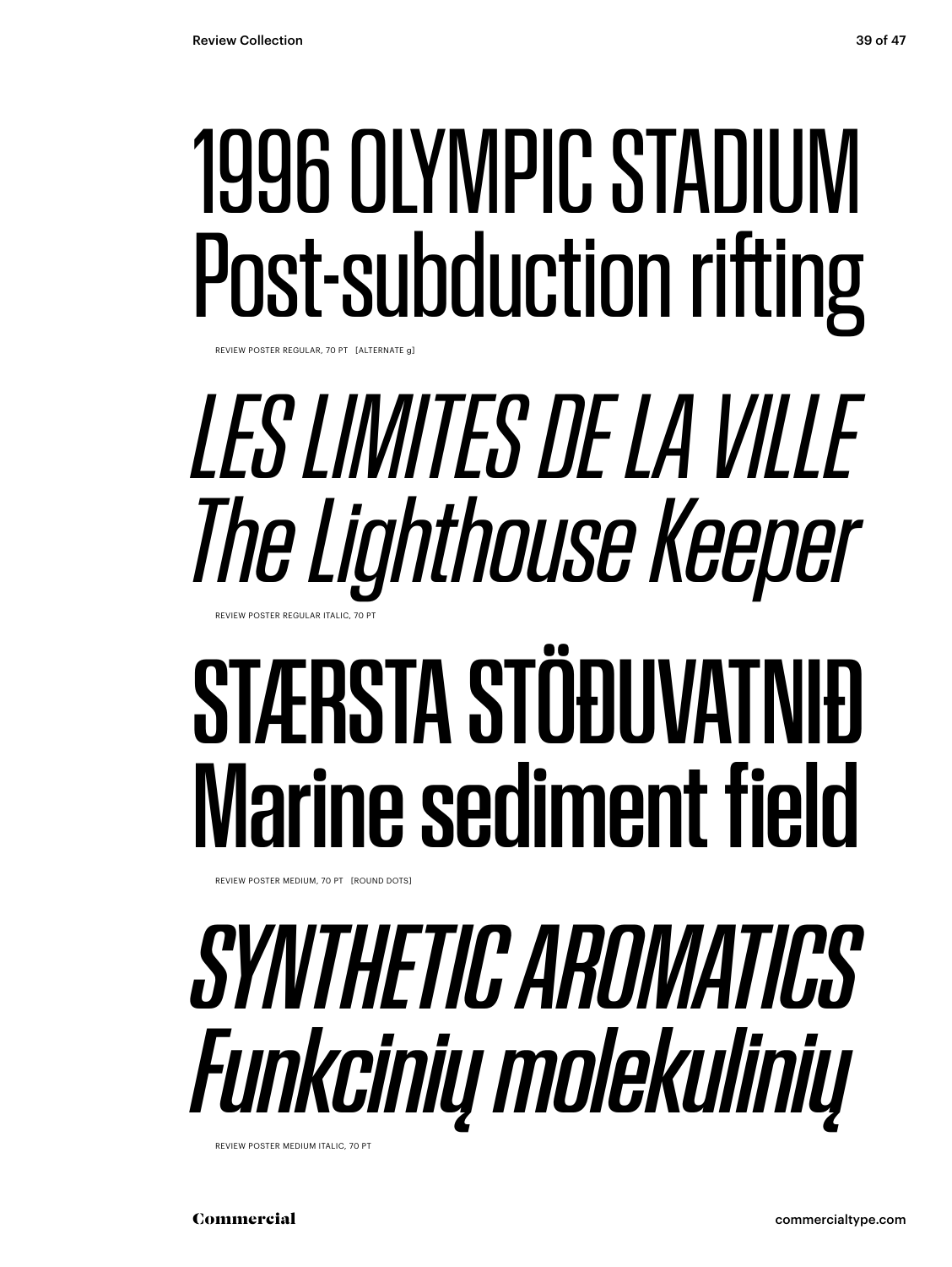# 1996 OLYMPIC STADIUM Post-subduction rifting

REVIEW POSTER REGULAR, 70 PT [ALTERNATE g]

# *LES LIMITES DE LA VILLE The Lighthouse Keeper*

REVIEW POSTER REGULAR ITALIC, 70 PT

# STÆRSTA STÖÐUVATNIÐ Marine sediment field

REVIEW POSTER MEDIUM, 70 PT [ROUND DOTS]

# *SYNTHETIC AROMATICS Funkcinių molekulinių*

REVIEW POSTER MEDIUM ITALIC, 70 PT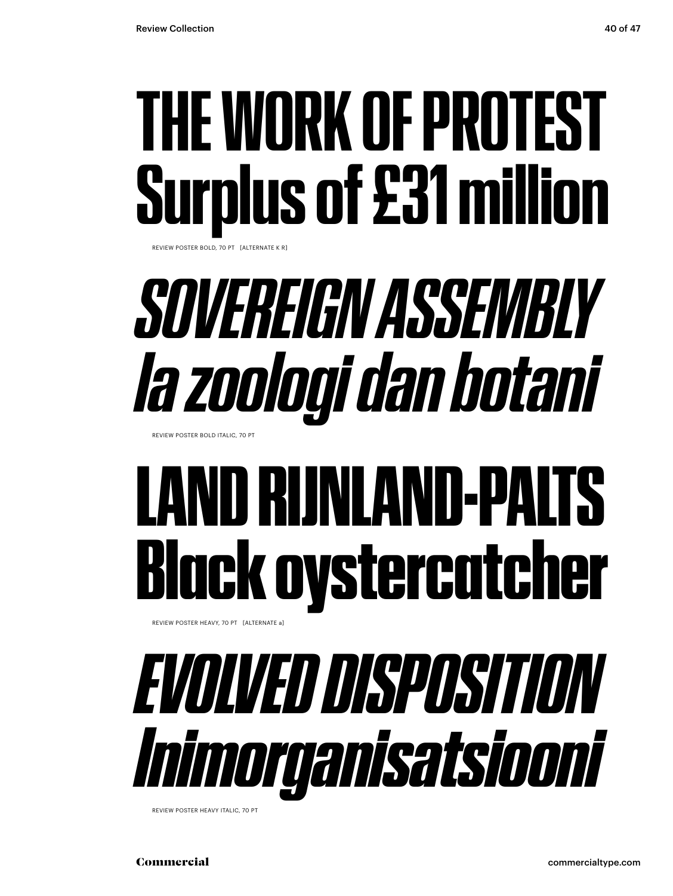# THE WORK OF PROTEST
# Surplus of £31 million

REVIEW POSTER BOLD, 70 PT [ALTERNATE K R]

# *SOVEREIGN ASSEMBLY*
# *la zoologi dan botani*

REVIEW POSTER BOLD ITALIC, 70 PT

# LAND RIJNLAND-PALTS
# Black oystercatcher

REVIEW POSTER HEAVY, 70 PT [ALTERNATE a]

# *EVOLVED DISPOSITION*
# *Inimorganisatsiooni*

REVIEW POSTER HEAVY ITALIC, 70 PT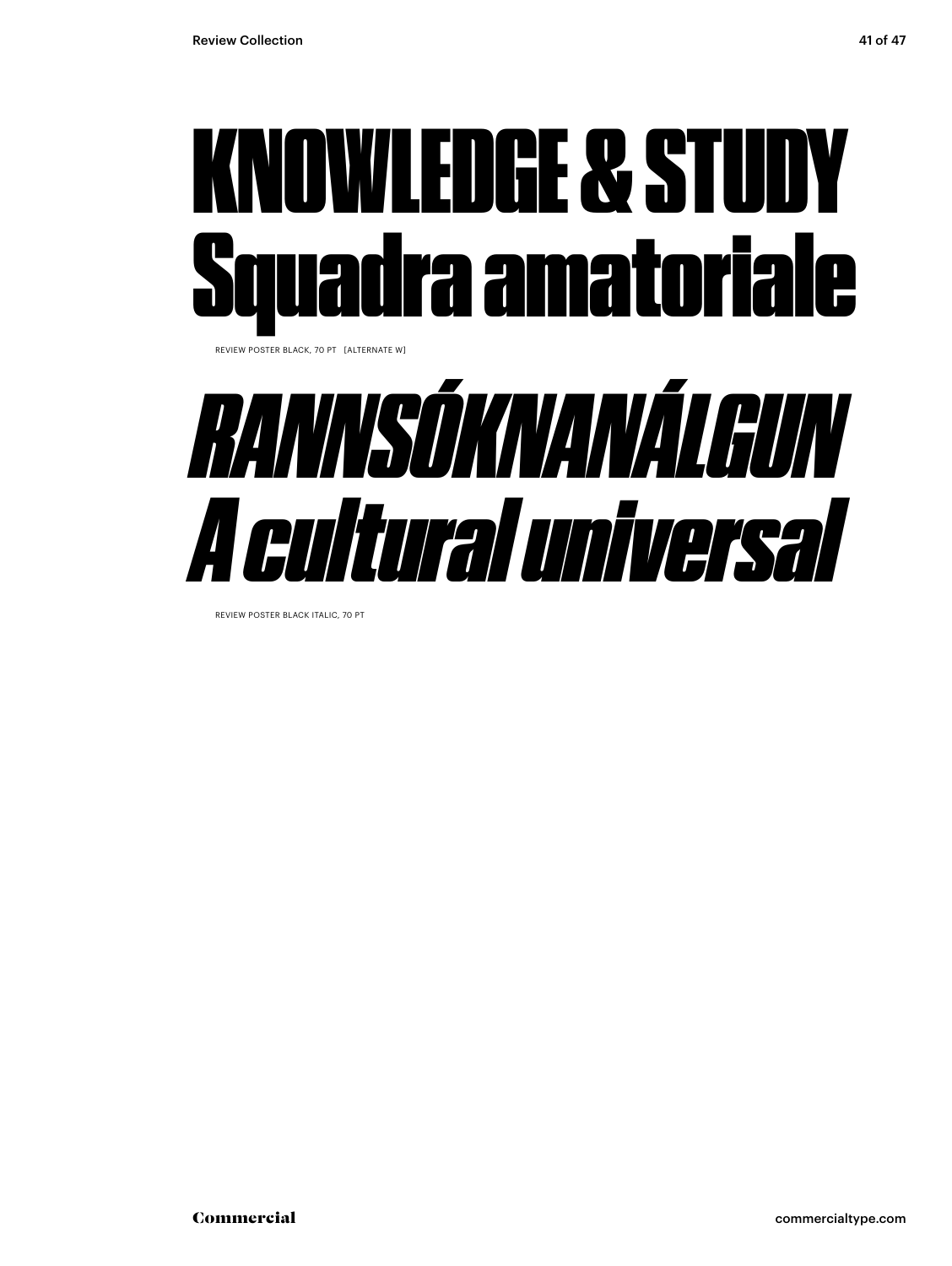KNOWLEDGE & STUDY
Squadra amatoriale

REVIEW POSTER BLACK, 70 PT [ALTERNATE W]

*RANNSÓKNANÁLGUN*
*A cultural universal*

REVIEW POSTER BLACK ITALIC, 70 PT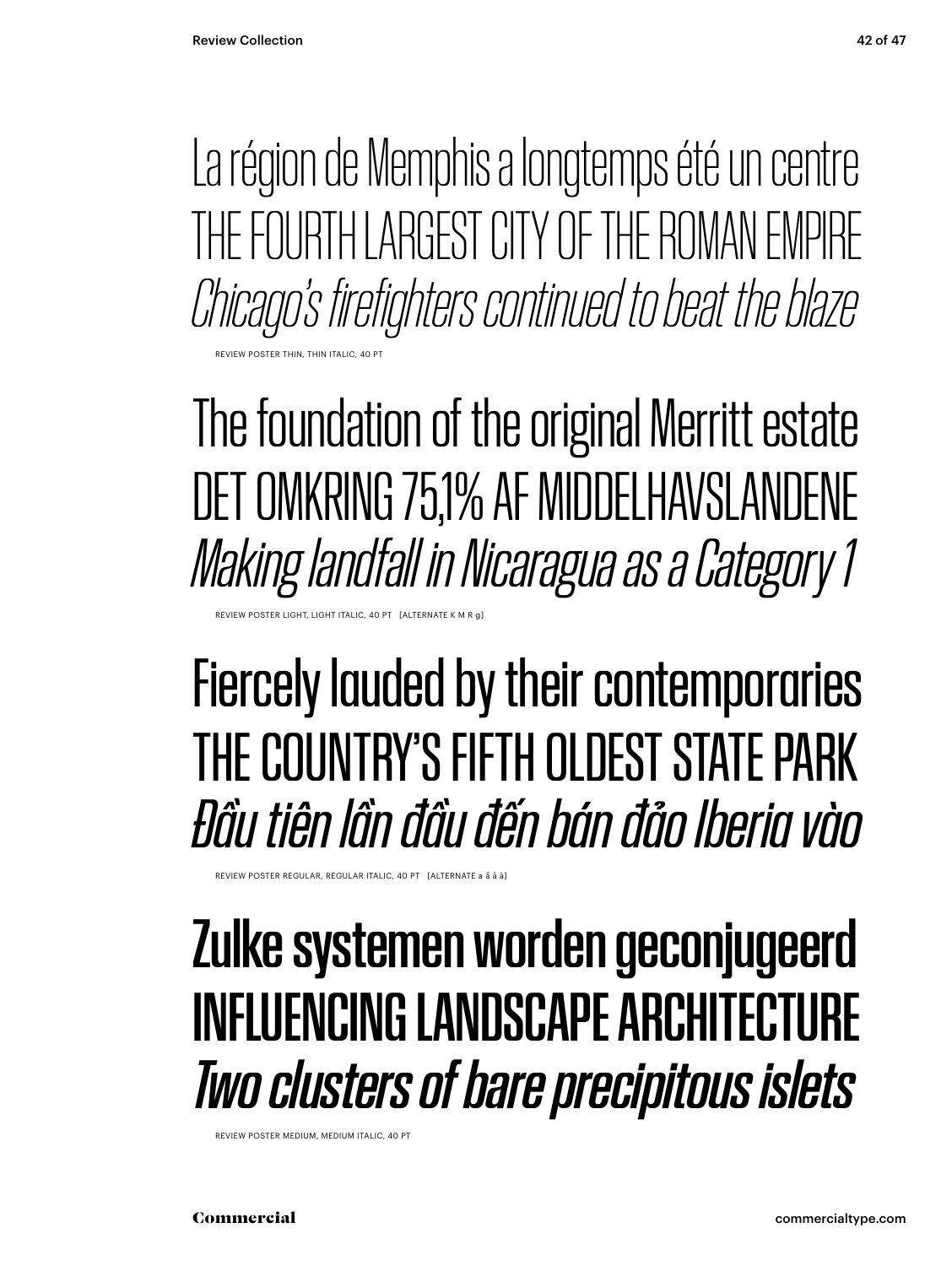La région de Memphis a longtemps été un centre
THE FOURTH LARGEST CITY OF THE ROMAN EMPIRE
*Chicago's firefighters continued to beat the blaze*

REVIEW POSTER THIN, THIN ITALIC, 40 PT

The foundation of the original Merritt estate
DET OMKRING 75,1% AF MIDDELHAVSLANDENE
*Making landfall in Nicaragua as a Category 1*

REVIEW POSTER LIGHT, LIGHT ITALIC, 40 PT [ALTERNATE K M R g]

Fiercely lauded by their contemporaries
THE COUNTRY'S FIFTH OLDEST STATE PARK
*Đầu tiên lần đầu đến bán đảo Iberia vào*

REVIEW POSTER REGULAR, REGULAR ITALIC, 40 PT [ALTERNATE a ấ ả à]

Zulke systemen worden geconjugeerd
INFLUENCING LANDSCAPE ARCHITECTURE
*Two clusters of bare precipitous islets*

REVIEW POSTER MEDIUM, MEDIUM ITALIC, 40 PT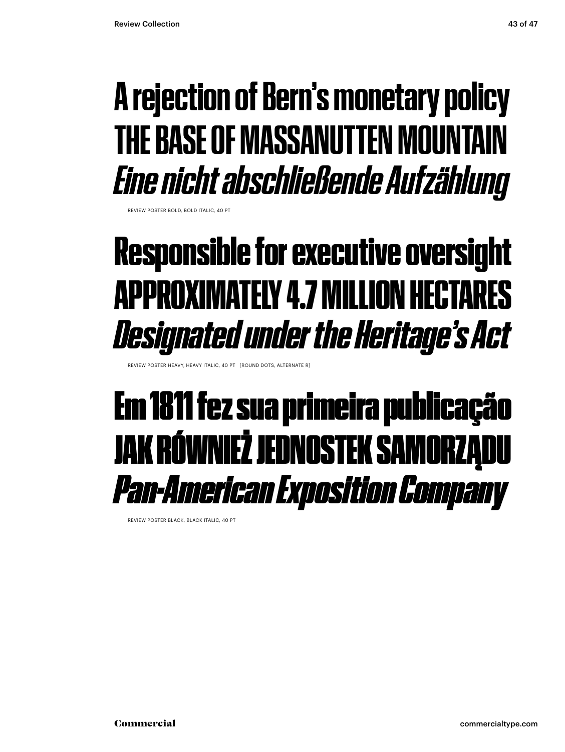A rejection of Bern's monetary policy
THE BASE OF MASSANUTTEN MOUNTAIN
*Eine nicht abschließende Aufzählung*

REVIEW POSTER BOLD, BOLD ITALIC, 40 PT

Responsible for executive oversight
APPROXIMATELY 4.7 MILLION HECTARES
*Designated under the Heritage's Act*

REVIEW POSTER HEAVY, HEAVY ITALIC, 40 PT [ROUND DOTS, ALTERNATE R]

Em 1811 fez sua primeira publicação
JAK RÓWNIEŻ JEDNOSTEK SAMORZĄDU
*Pan-American Exposition Company*

REVIEW POSTER BLACK, BLACK ITALIC, 40 PT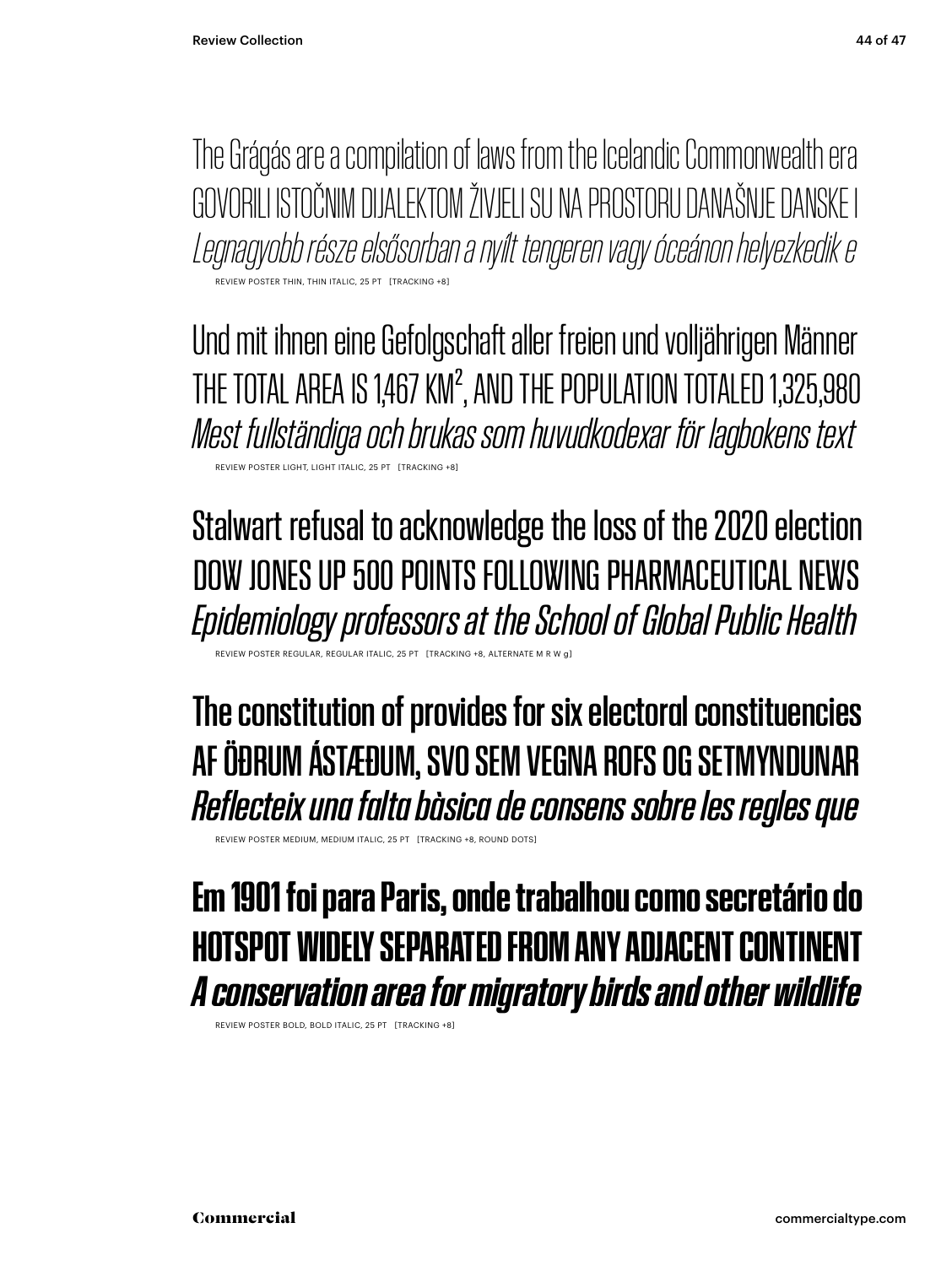The Grágás are a compilation of laws from the Icelandic Commonwealth era
GOVORILI ISTOČNIM DIJALEKTOM ŽIVJELI SU NA PROSTORU DANAŠNJE DANSKE I
*Legnagyobb része elsősorban a nyílt tengeren vagy óceánon helyezkedik e*

REVIEW POSTER THIN, THIN ITALIC, 25 PT [TRACKING +8]

Und mit ihnen eine Gefolgschaft aller freien und volljährigen Männer
THE TOTAL AREA IS 1,467 KM², AND THE POPULATION TOTALED 1,325,980
*Mest fullständiga och brukas som huvudkodexar för lagbokens text*

REVIEW POSTER LIGHT, LIGHT ITALIC, 25 PT [TRACKING +8]

Stalwart refusal to acknowledge the loss of the 2020 election
DOW JONES UP 500 POINTS FOLLOWING PHARMACEUTICAL NEWS
*Epidemiology professors at the School of Global Public Health*

REVIEW POSTER REGULAR, REGULAR ITALIC, 25 PT [TRACKING +8, ALTERNATE M R W g]

The constitution of provides for six electoral constituencies
AF ÖÐRUM ÁSTÆÐUM, SVO SEM VEGNA ROFS OG SETMYNDUNAR
*Reflecteix una falta bàsica de consens sobre les regles que*

REVIEW POSTER MEDIUM, MEDIUM ITALIC, 25 PT [TRACKING +8, ROUND DOTS]

**Em 1901 foi para Paris, onde trabalhou como secretário do**
**HOTSPOT WIDELY SEPARATED FROM ANY ADJACENT CONTINENT**
***A conservation area for migratory birds and other wildlife***

REVIEW POSTER BOLD, BOLD ITALIC, 25 PT [TRACKING +8]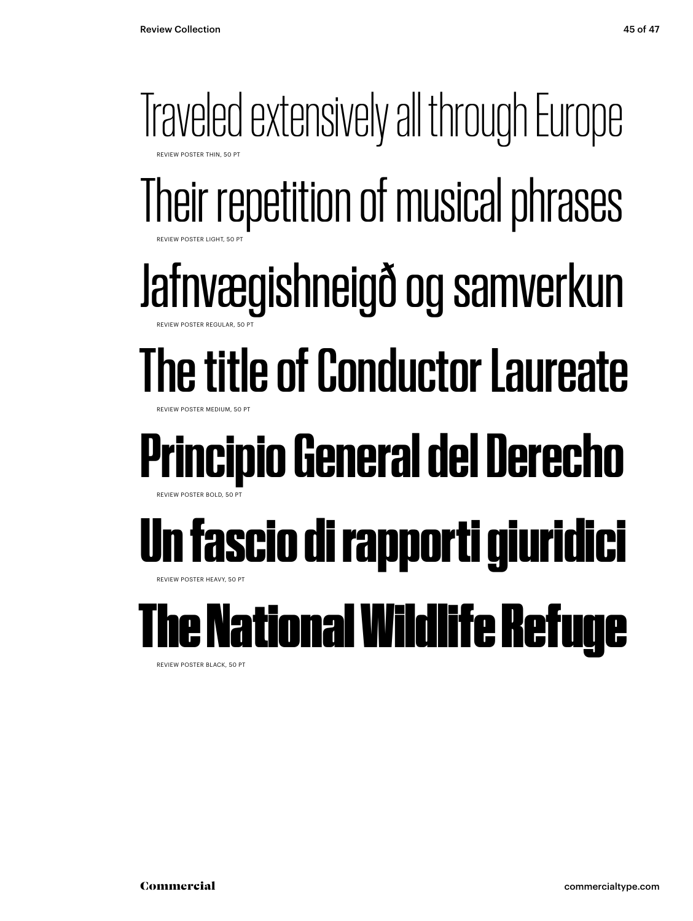Traveled extensively all through Europe

REVIEW POSTER THIN, 50 PT

Their repetition of musical phrases

REVIEW POSTER LIGHT, 50 PT

Jafnvægishneigð og samverkun

REVIEW POSTER REGULAR, 50 PT

The title of Conductor Laureate

REVIEW POSTER MEDIUM, 50 PT

**Principio General del Derecho**

REVIEW POSTER BOLD, 50 PT

**Un fascio di rapporti giuridici**

REVIEW POSTER HEAVY, 50 PT

**The National Wildlife Refuge**

REVIEW POSTER BLACK, 50 PT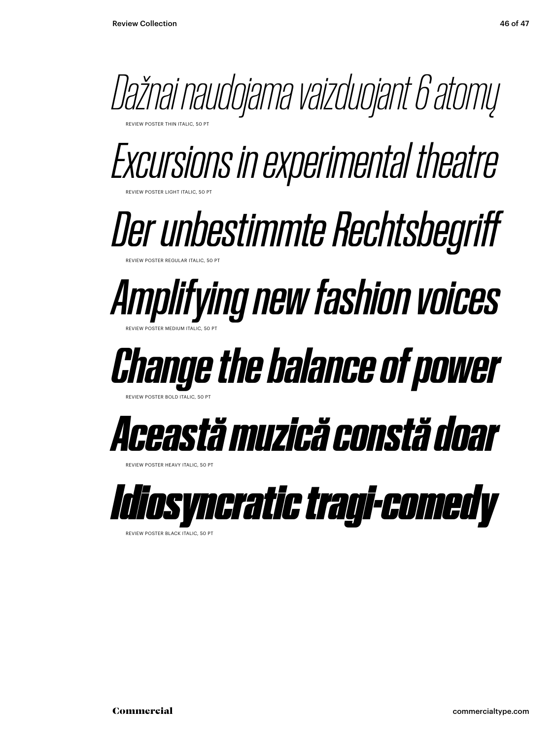*Dažnai naudojama vaizduojant 6 atomų*

REVIEW POSTER THIN ITALIC, 50 PT

*Excursions in experimental theatre*

REVIEW POSTER LIGHT ITALIC, 50 PT

*Der unbestimmte Rechtsbegriff*

REVIEW POSTER REGULAR ITALIC, 50 PT

***Amplifying new fashion voices***

REVIEW POSTER MEDIUM ITALIC, 50 PT

***Change the balance of power***

REVIEW POSTER BOLD ITALIC, 50 PT

***Această muzică constă doar***

REVIEW POSTER HEAVY ITALIC, 50 PT

***Idiosyncratic tragi-comedy***

REVIEW POSTER BLACK ITALIC, 50 PT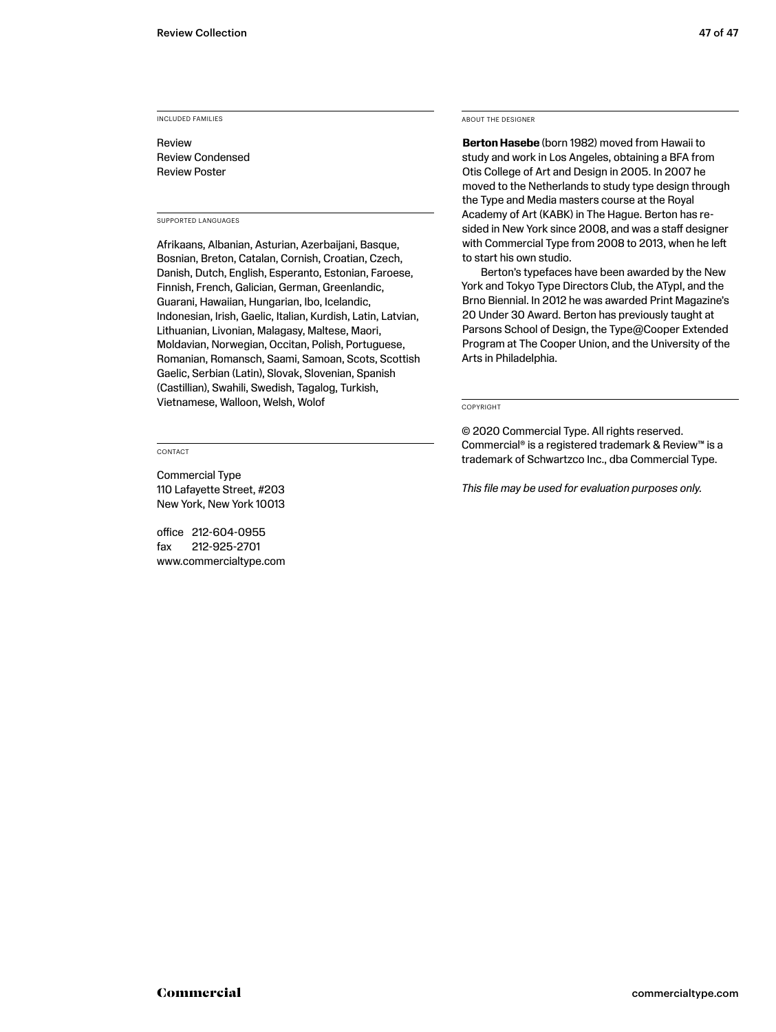## INCLUDED FAMILIES

Review
Review Condensed
Review Poster

## SUPPORTED LANGUAGES

Afrikaans, Albanian, Asturian, Azerbaijani, Basque, Bosnian, Breton, Catalan, Cornish, Croatian, Czech, Danish, Dutch, English, Esperanto, Estonian, Faroese, Finnish, French, Galician, German, Greenlandic, Guarani, Hawaiian, Hungarian, Ibo, Icelandic, Indonesian, Irish, Gaelic, Italian, Kurdish, Latin, Latvian, Lithuanian, Livonian, Malagasy, Maltese, Maori, Moldavian, Norwegian, Occitan, Polish, Portuguese, Romanian, Romansch, Saami, Samoan, Scots, Scottish Gaelic, Serbian (Latin), Slovak, Slovenian, Spanish (Castillian), Swahili, Swedish, Tagalog, Turkish, Vietnamese, Walloon, Welsh, Wolof

## CONTACT

Commercial Type
110 Lafayette Street, #203
New York, New York 10013

office 212-604-0955
fax 212-925-2701
www.commercialtype.com

## ABOUT THE DESIGNER

**Berton Hasebe** (born 1982) moved from Hawaii to study and work in Los Angeles, obtaining a BFA from Otis College of Art and Design in 2005. In 2007 he moved to the Netherlands to study type design through the Type and Media masters course at the Royal Academy of Art (KABK) in The Hague. Berton has resided in New York since 2008, and was a staff designer with Commercial Type from 2008 to 2013, when he left to start his own studio.

Berton's typefaces have been awarded by the New York and Tokyo Type Directors Club, the ATypI, and the Brno Biennial. In 2012 he was awarded Print Magazine's 20 Under 30 Award. Berton has previously taught at Parsons School of Design, the Type@Cooper Extended Program at The Cooper Union, and the University of the Arts in Philadelphia.

## COPYRIGHT

© 2020 Commercial Type. All rights reserved. Commercial® is a registered trademark & Review™ is a trademark of Schwartzco Inc., dba Commercial Type.

*This file may be used for evaluation purposes only.*